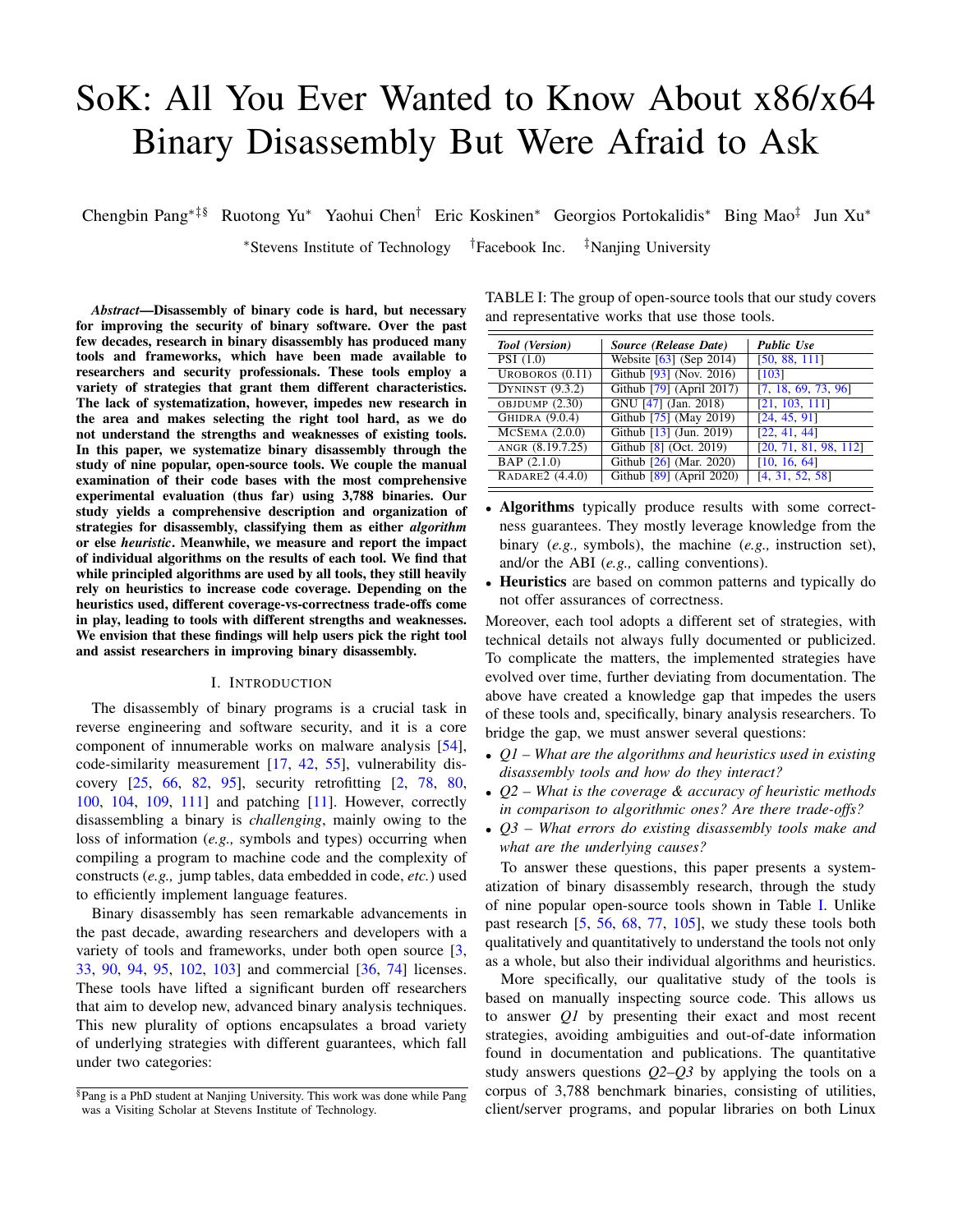# SoK: All You Ever Wanted to Know About x86/x64 Binary Disassembly But Were Afraid to Ask

Chengbin Pang[*‡§] Ruotong Yu[*] Yaohui Chen[†] Eric Koskinen[*] Georgios Portokalidis[*] Bing Mao[‡] Jun Xu[*]

[*]Stevens Institute of Technology [†]Facebook Inc. [‡]Nanjing University

***Abstract*—Disassembly of binary code is hard, but necessary for improving the security of binary software. Over the past few decades, research in binary disassembly has produced many tools and frameworks, which have been made available to researchers and security professionals. These tools employ a variety of strategies that grant them different characteristics. The lack of systematization, however, impedes new research in the area and makes selecting the right tool hard, as we do not understand the strengths and weaknesses of existing tools. In this paper, we systematize binary disassembly through the study of nine popular, open-source tools. We couple the manual examination of their code bases with the most comprehensive experimental evaluation (thus far) using 3,788 binaries. Our study yields a comprehensive description and organization of strategies for disassembly, classifying them as either *algorithm* or else *heuristic*. Meanwhile, we measure and report the impact of individual algorithms on the results of each tool. We find that while principled algorithms are used by all tools, they still heavily rely on heuristics to increase code coverage. Depending on the heuristics used, different coverage-vs-correctness trade-offs come in play, leading to tools with different strengths and weaknesses. We envision that these findings will help users pick the right tool and assist researchers in improving binary disassembly.**

## I. Introduction

The disassembly of binary programs is a crucial task in reverse engineering and software security, and it is a core component of innumerable works on malware analysis [54], code-similarity measurement [17, 42, 55], vulnerability discovery [25, 66, 82, 95], security retrofitting [2, 78, 80, 100, 104, 109, 111] and patching [11]. However, correctly disassembling a binary is *challenging*, mainly owing to the loss of information (*e.g.,* symbols and types) occurring when compiling a program to machine code and the complexity of constructs (*e.g.,* jump tables, data embedded in code, *etc.*) used to efficiently implement language features.

Binary disassembly has seen remarkable advancements in the past decade, awarding researchers and developers with a variety of tools and frameworks, under both open source [3, 33, 90, 94, 95, 102, 103] and commercial [36, 74] licenses. These tools have lifted a significant burden off researchers that aim to develop new, advanced binary analysis techniques. This new plurality of options encapsulates a broad variety of underlying strategies with different guarantees, which fall under two categories:

TABLE I: The group of open-source tools that our study covers and representative works that use those tools.

| *Tool (Version)* | *Source (Release Date)* | *Public Use* |
|---|---|---|
| PSI (1.0) | Website [63] (Sep 2014) | [50, 88, 111] |
| UROBOROS (0.11) | Github [93] (Nov. 2016) | [103] |
| DYNINST (9.3.2) | Github [79] (April 2017) | [7, 18, 69, 73, 96] |
| OBJDUMP (2.30) | GNU [47] (Jan. 2018) | [21, 103, 111] |
| GHIDRA (9.0.4) | Github [75] (May 2019) | [24, 45, 91] |
| MCSEMA (2.0.0) | Github [13] (Jun. 2019) | [22, 41, 44] |
| ANGR (8.19.7.25) | Github [8] (Oct. 2019) | [20, 71, 81, 98, 112] |
| BAP (2.1.0) | Github [26] (Mar. 2020) | [10, 16, 64] |
| RADARE2 (4.4.0) | Github [89] (April 2020) | [4, 31, 52, 58] |

- **Algorithms** typically produce results with some correctness guarantees. They mostly leverage knowledge from the binary (*e.g.,* symbols), the machine (*e.g.,* instruction set), and/or the ABI (*e.g.,* calling conventions).
- **Heuristics** are based on common patterns and typically do not offer assurances of correctness.

Moreover, each tool adopts a different set of strategies, with technical details not always fully documented or publicized. To complicate the matters, the implemented strategies have evolved over time, further deviating from documentation. The above have created a knowledge gap that impedes the users of these tools and, specifically, binary analysis researchers. To bridge the gap, we must answer several questions:

- *Q1 – What are the algorithms and heuristics used in existing disassembly tools and how do they interact?*
- *Q2 – What is the coverage & accuracy of heuristic methods in comparison to algorithmic ones? Are there trade-offs?*
- *Q3 – What errors do existing disassembly tools make and what are the underlying causes?*

To answer these questions, this paper presents a systematization of binary disassembly research, through the study of nine popular open-source tools shown in Table I. Unlike past research [5, 56, 68, 77, 105], we study these tools both qualitatively and quantitatively to understand the tools not only as a whole, but also their individual algorithms and heuristics.

More specifically, our qualitative study of the tools is based on manually inspecting source code. This allows us to answer *Q1* by presenting their exact and most recent strategies, avoiding ambiguities and out-of-date information found in documentation and publications. The quantitative study answers questions *Q2–Q3* by applying the tools on a corpus of 3,788 benchmark binaries, consisting of utilities, client/server programs, and popular libraries on both Linux

[§]Pang is a PhD student at Nanjing University. This work was done while Pang was a Visiting Scholar at Stevens Institute of Technology.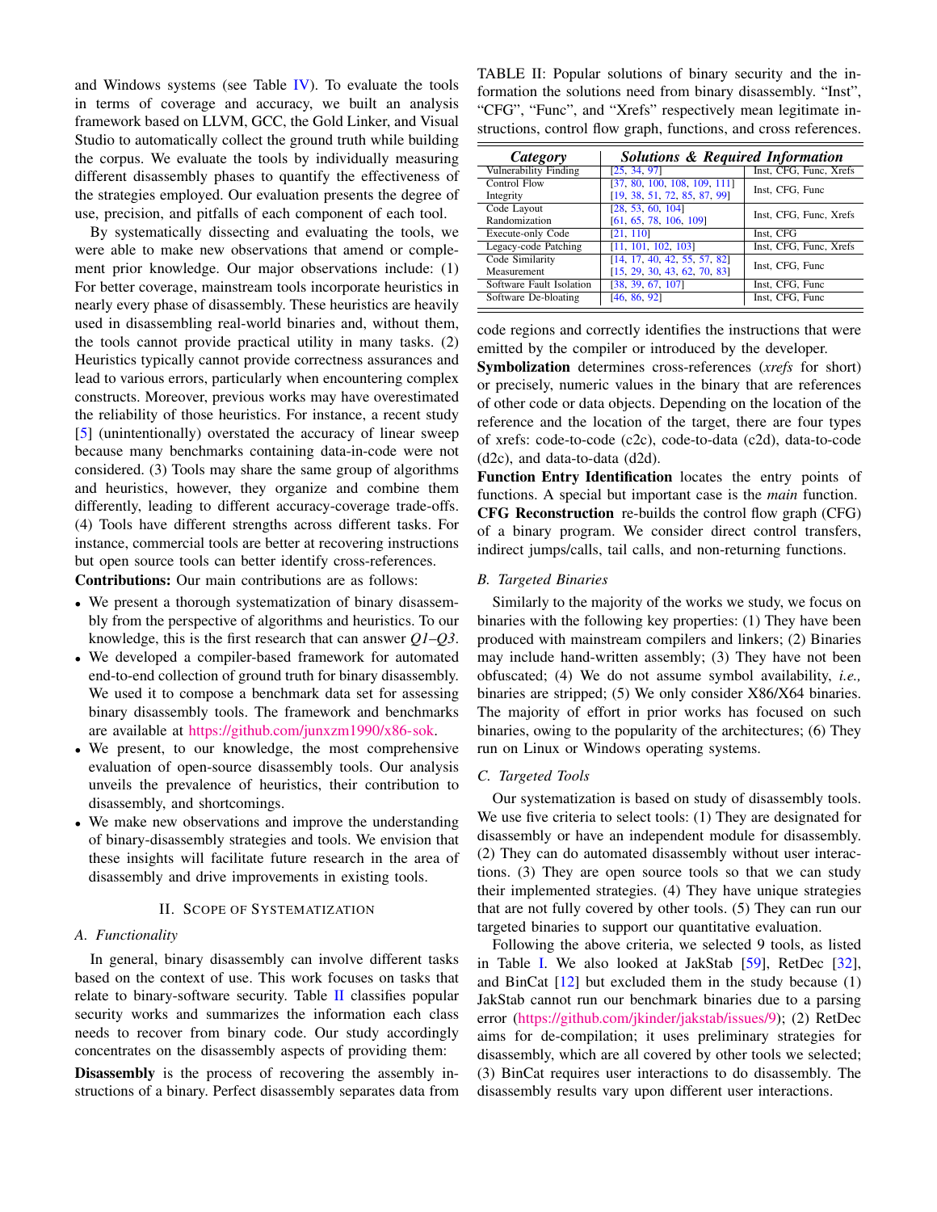and Windows systems (see Table IV). To evaluate the tools in terms of coverage and accuracy, we built an analysis framework based on LLVM, GCC, the Gold Linker, and Visual Studio to automatically collect the ground truth while building the corpus. We evaluate the tools by individually measuring different disassembly phases to quantify the effectiveness of the strategies employed. Our evaluation presents the degree of use, precision, and pitfalls of each component of each tool.

By systematically dissecting and evaluating the tools, we were able to make new observations that amend or complement prior knowledge. Our major observations include: (1) For better coverage, mainstream tools incorporate heuristics in nearly every phase of disassembly. These heuristics are heavily used in disassembling real-world binaries and, without them, the tools cannot provide practical utility in many tasks. (2) Heuristics typically cannot provide correctness assurances and lead to various errors, particularly when encountering complex constructs. Moreover, previous works may have overestimated the reliability of those heuristics. For instance, a recent study [5] (unintentionally) overstated the accuracy of linear sweep because many benchmarks containing data-in-code were not considered. (3) Tools may share the same group of algorithms and heuristics, however, they organize and combine them differently, leading to different accuracy-coverage trade-offs. (4) Tools have different strengths across different tasks. For instance, commercial tools are better at recovering instructions but open source tools can better identify cross-references.

**Contributions:** Our main contributions are as follows:

- We present a thorough systematization of binary disassembly from the perspective of algorithms and heuristics. To our knowledge, this is the first research that can answer *Q1–Q3*.
- We developed a compiler-based framework for automated end-to-end collection of ground truth for binary disassembly. We used it to compose a benchmark data set for assessing binary disassembly tools. The framework and benchmarks are available at https://github.com/junxzm1990/x86-sok.
- We present, to our knowledge, the most comprehensive evaluation of open-source disassembly tools. Our analysis unveils the prevalence of heuristics, their contribution to disassembly, and shortcomings.
- We make new observations and improve the understanding of binary-disassembly strategies and tools. We envision that these insights will facilitate future research in the area of disassembly and drive improvements in existing tools.

## II. Scope of Systematization

### A. Functionality

In general, binary disassembly can involve different tasks based on the context of use. This work focuses on tasks that relate to binary-software security. Table II classifies popular security works and summarizes the information each class needs to recover from binary code. Our study accordingly concentrates on the disassembly aspects of providing them:

**Disassembly** is the process of recovering the assembly instructions of a binary. Perfect disassembly separates data from code regions and correctly identifies the instructions that were emitted by the compiler or introduced by the developer.

TABLE II: Popular solutions of binary security and the information the solutions need from binary disassembly. "Inst", "CFG", "Func", and "Xrefs" respectively mean legitimate instructions, control flow graph, functions, and cross references.

| *Category* | *Solutions & Required Information* | |
|---|---|---|
| Vulnerability Finding | [25, 34, 97] | Inst, CFG, Func, Xrefs |
| Control Flow Integrity | [37, 80, 100, 108, 109, 111] [19, 38, 51, 72, 85, 87, 99] | Inst, CFG, Func |
| Code Layout Randomization | [28, 53, 60, 104] [61, 65, 78, 106, 109] | Inst, CFG, Func, Xrefs |
| Execute-only Code | [21, 110] | Inst, CFG |
| Legacy-code Patching | [11, 101, 102, 103] | Inst, CFG, Func, Xrefs |
| Code Similarity Measurement | [14, 17, 40, 42, 55, 57, 82] [15, 29, 30, 43, 62, 70, 83] | Inst, CFG, Func |
| Software Fault Isolation | [38, 39, 67, 107] | Inst, CFG, Func |
| Software De-bloating | [46, 86, 92] | Inst, CFG, Func |

**Symbolization** determines cross-references (*xrefs* for short) or precisely, numeric values in the binary that are references of other code or data objects. Depending on the location of the reference and the location of the target, there are four types of xrefs: code-to-code (c2c), code-to-data (c2d), data-to-code (d2c), and data-to-data (d2d).

**Function Entry Identification** locates the entry points of functions. A special but important case is the *main* function.

**CFG Reconstruction** re-builds the control flow graph (CFG) of a binary program. We consider direct control transfers, indirect jumps/calls, tail calls, and non-returning functions.

### B. Targeted Binaries

Similarly to the majority of the works we study, we focus on binaries with the following key properties: (1) They have been produced with mainstream compilers and linkers; (2) Binaries may include hand-written assembly; (3) They have not been obfuscated; (4) We do not assume symbol availability, *i.e.,* binaries are stripped; (5) We only consider X86/X64 binaries. The majority of effort in prior works has focused on such binaries, owing to the popularity of the architectures; (6) They run on Linux or Windows operating systems.

### C. Targeted Tools

Our systematization is based on study of disassembly tools. We use five criteria to select tools: (1) They are designated for disassembly or have an independent module for disassembly. (2) They can do automated disassembly without user interactions. (3) They are open source tools so that we can study their implemented strategies. (4) They have unique strategies that are not fully covered by other tools. (5) They can run our targeted binaries to support our quantitative evaluation.

Following the above criteria, we selected 9 tools, as listed in Table I. We also looked at JakStab [59], RetDec [32], and BinCat [12] but excluded them in the study because (1) JakStab cannot run our benchmark binaries due to a parsing error (https://github.com/jkinder/jakstab/issues/9); (2) RetDec aims for de-compilation; it uses preliminary strategies for disassembly, which are all covered by other tools we selected; (3) BinCat requires user interactions to do disassembly. The disassembly results vary upon different user interactions.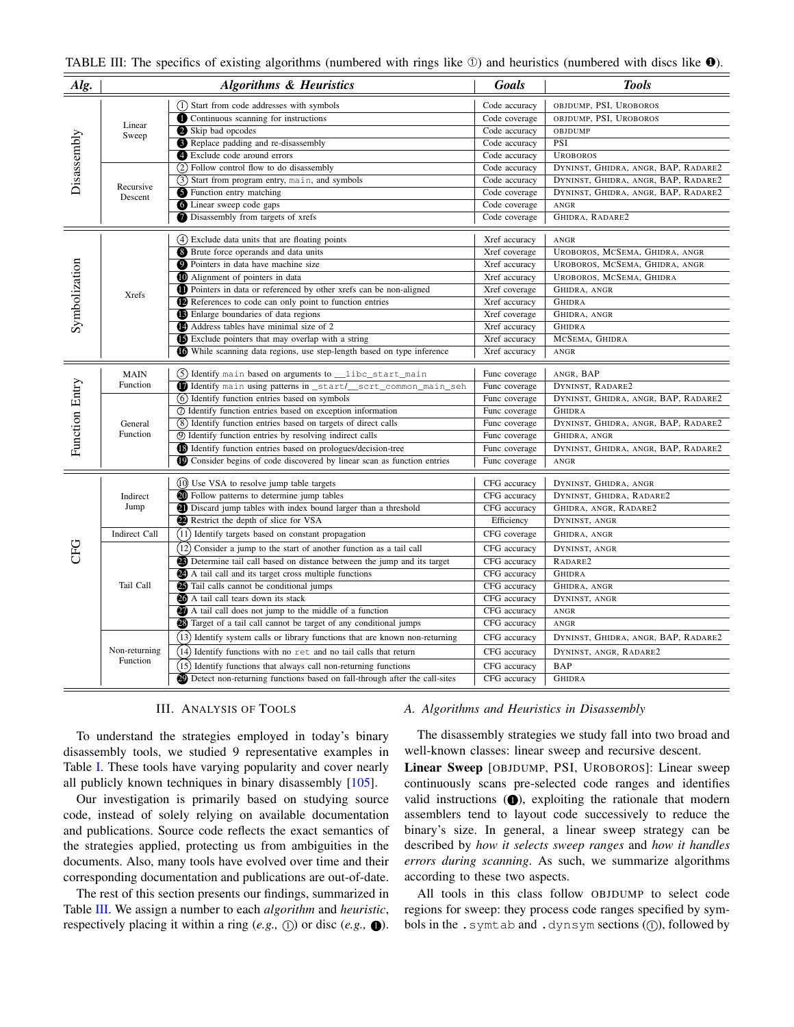TABLE III: The specifics of existing algorithms (numbered with rings like ①) and heuristics (numbered with discs like ❶).

| *Alg.* | | *Algorithms & Heuristics* | *Goals* | *Tools* |
|---|---|---|---|---|
| Disassembly | Linear Sweep | ① Start from code addresses with symbols | Code accuracy | OBJDUMP, PSI, UROBOROS |
| | | ❶ Continuous scanning for instructions | Code coverage | OBJDUMP, PSI, UROBOROS |
| | | ❷ Skip bad opcodes | Code accuracy | OBJDUMP |
| | | ❸ Replace padding and re-disassembly | Code accuracy | PSI |
| | | ❹ Exclude code around errors | Code accuracy | UROBOROS |
| | Recursive Descent | ② Follow control flow to do disassembly | Code accuracy | DYNINST, GHIDRA, ANGR, BAP, RADARE2 |
| | | ③ Start from program entry, `main`, and symbols | Code accuracy | DYNINST, GHIDRA, ANGR, BAP, RADARE2 |
| | | ❺ Function entry matching | Code coverage | DYNINST, GHIDRA, ANGR, BAP, RADARE2 |
| | | ❻ Linear sweep code gaps | Code coverage | ANGR |
| | | ❼ Disassembly from targets of xrefs | Code coverage | GHIDRA, RADARE2 |
| Symbolization | Xrefs | ④ Exclude data units that are floating points | Xref accuracy | ANGR |
| | | ❽ Brute force operands and data units | Xref coverage | UROBOROS, MCSEMA, GHIDRA, ANGR |
| | | ❾ Pointers in data have machine size | Xref accuracy | UROBOROS, MCSEMA, GHIDRA, ANGR |
| | | ❿ Alignment of pointers in data | Xref accuracy | UROBOROS, MCSEMA, GHIDRA |
| | | ⓫ Pointers in data or referenced by other xrefs can be non-aligned | Xref coverage | GHIDRA, ANGR |
| | | ⓬ References to code can only point to function entries | Xref accuracy | GHIDRA |
| | | ⓭ Enlarge boundaries of data regions | Xref coverage | GHIDRA, ANGR |
| | | ⓮ Address tables have minimal size of 2 | Xref accuracy | GHIDRA |
| | | ⓯ Exclude pointers that may overlap with a string | Xref accuracy | MCSEMA, GHIDRA |
| | | ⓰ While scanning data regions, use step-length based on type inference | Xref accuracy | ANGR |
| Function Entry | MAIN Function | ⑤ Identify `main` based on arguments to `__libc_start_main` | Func coverage | ANGR, BAP |
| | | ⓱ Identify `main` using patterns in `_start/__scrt_common_main_seh` | Func coverage | DYNINST, RADARE2 |
| | General Function | ⑥ Identify function entries based on symbols | Func coverage | DYNINST, GHIDRA, ANGR, BAP, RADARE2 |
| | | ⑦ Identify function entries based on exception information | Func coverage | GHIDRA |
| | | ⑧ Identify function entries based on targets of direct calls | Func coverage | DYNINST, GHIDRA, ANGR, BAP, RADARE2 |
| | | ⑨ Identify function entries by resolving indirect calls | Func coverage | GHIDRA, ANGR |
| | | ⓲ Identify function entries based on prologues/decision-tree | Func coverage | DYNINST, GHIDRA, ANGR, BAP, RADARE2 |
| | | ⓳ Consider begins of code discovered by linear scan as function entries | Func coverage | ANGR |
| CFG | Indirect Jump | ⑩ Use VSA to resolve jump table targets | CFG accuracy | DYNINST, GHIDRA, ANGR |
| | | ⓴ Follow patterns to determine jump tables | CFG accuracy | DYNINST, GHIDRA, RADARE2 |
| | | ㉑ Discard jump tables with index bound larger than a threshold | CFG accuracy | GHIDRA, ANGR, RADARE2 |
| | | ㉒ Restrict the depth of slice for VSA | Efficiency | DYNINST, ANGR |
| | Indirect Call | ⑪ Identify targets based on constant propagation | CFG coverage | GHIDRA, ANGR |
| | Tail Call | ⑫ Consider a jump to the start of another function as a tail call | CFG accuracy | DYNINST, ANGR |
| | | ㉓ Determine tail call based on distance between the jump and its target | CFG accuracy | RADARE2 |
| | | ㉔ A tail call and its target cross multiple functions | CFG accuracy | GHIDRA |
| | | ㉕ Tail calls cannot be conditional jumps | CFG accuracy | GHIDRA, ANGR |
| | | ㉖ A tail call tears down its stack | CFG accuracy | DYNINST, ANGR |
| | | ㉗ A tail call does not jump to the middle of a function | CFG accuracy | ANGR |
| | | ㉘ Target of a tail call cannot be target of any conditional jumps | CFG accuracy | ANGR |
| | Non-returning Function | ⑬ Identify system calls or library functions that are known non-returning | CFG accuracy | DYNINST, GHIDRA, ANGR, BAP, RADARE2 |
| | | ⑭ Identify functions with no `ret` and no tail calls that return | CFG accuracy | DYNINST, ANGR, RADARE2 |
| | | ⑮ Identify functions that always call non-returning functions | CFG accuracy | BAP |
| | | ㉙ Detect non-returning functions based on fall-through after the call-sites | CFG accuracy | GHIDRA |

## III. Analysis of Tools

To understand the strategies employed in today's binary disassembly tools, we studied 9 representative examples in Table I. These tools have varying popularity and cover nearly all publicly known techniques in binary disassembly [105].

Our investigation is primarily based on studying source code, instead of solely relying on available documentation and publications. Source code reflects the exact semantics of the strategies applied, protecting us from ambiguities in the documents. Also, many tools have evolved over time and their corresponding documentation and publications are out-of-date.

The rest of this section presents our findings, summarized in Table III. We assign a number to each *algorithm* and *heuristic*, respectively placing it within a ring (*e.g.,* ①) or disc (*e.g.,* ❶).

### A. Algorithms and Heuristics in Disassembly

The disassembly strategies we study fall into two broad and well-known classes: linear sweep and recursive descent.

**Linear Sweep** [OBJDUMP, PSI, UROBOROS]: Linear sweep continuously scans pre-selected code ranges and identifies valid instructions (❶), exploiting the rationale that modern assemblers tend to layout code successively to reduce the binary's size. In general, a linear sweep strategy can be described by *how it selects sweep ranges* and *how it handles errors during scanning*. As such, we summarize algorithms according to these two aspects.

All tools in this class follow OBJDUMP to select code regions for sweep: they process code ranges specified by symbols in the `.symtab` and `.dynsym` sections (①), followed by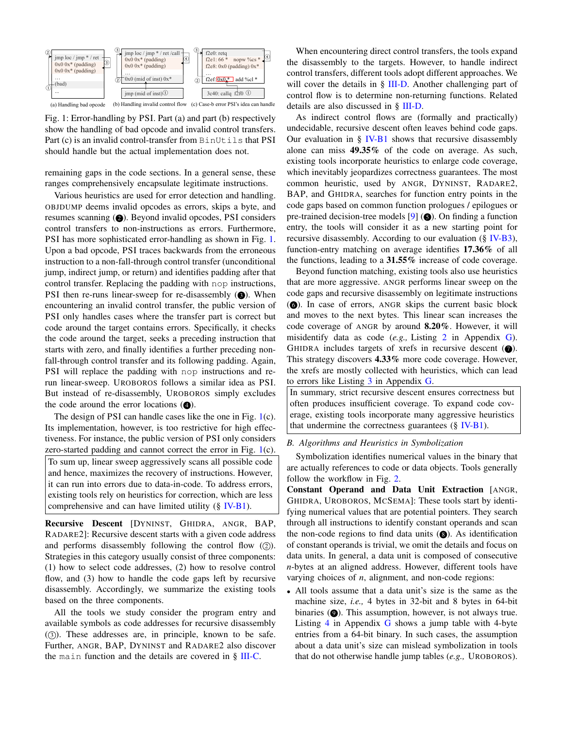(a) Handling bad opcode (b) Handling invalid control flow (c) Case-b error PSI's idea can handle

Fig. 1: Error-handling by PSI. Part (a) and part (b) respectively show the handling of bad opcode and invalid control transfers. Part (c) is an invalid control-transfer from BinUtils that PSI should handle but the actual implementation does not.

remaining gaps in the code sections. In a general sense, these ranges comprehensively encapsulate legitimate instructions.

Various heuristics are used for error detection and handling. OBJDUMP deems invalid opcodes as errors, skips a byte, and resumes scanning (❷). Beyond invalid opcodes, PSI considers control transfers to non-instructions as errors. Furthermore, PSI has more sophisticated error-handling as shown in Fig. 1. Upon a bad opcode, PSI traces backwards from the erroneous instruction to a non-fall-through control transfer (unconditional jump, indirect jump, or return) and identifies padding after that control transfer. Replacing the padding with nop instructions, PSI then re-runs linear-sweep for re-disassembly (❸). When encountering an invalid control transfer, the public version of PSI only handles cases where the transfer part is correct but code around the target contains errors. Specifically, it checks the code around the target, seeks a preceding instruction that starts with zero, and finally identifies a further preceding non-fall-through control transfer and its following padding. Again, PSI will replace the padding with nop instructions and re-run linear-sweep. UROBOROS follows a similar idea as PSI. But instead of re-disassembly, UROBOROS simply excludes the code around the error locations (❹).

The design of PSI can handle cases like the one in Fig. 1(c). Its implementation, however, is too restrictive for high effectiveness. For instance, the public version of PSI only considers zero-started padding and cannot correct the error in Fig. 1(c).

> To sum up, linear sweep aggressively scans all possible code and hence, maximizes the recovery of instructions. However, it can run into errors due to data-in-code. To address errors, existing tools rely on heuristics for correction, which are less comprehensive and can have limited utility (§ IV-B1).

**Recursive Descent** [DYNINST, GHIDRA, ANGR, BAP, RADARE2]: Recursive descent starts with a given code address and performs disassembly following the control flow (②). Strategies in this category usually consist of three components: (1) how to select code addresses, (2) how to resolve control flow, and (3) how to handle the code gaps left by recursive disassembly. Accordingly, we summarize the existing tools based on the three components.

All the tools we study consider the program entry and available symbols as code addresses for recursive disassembly (③). These addresses are, in principle, known to be safe. Further, ANGR, BAP, DYNINST and RADARE2 also discover the main function and the details are covered in § III-C.

When encountering direct control transfers, the tools expand the disassembly to the targets. However, to handle indirect control transfers, different tools adopt different approaches. We will cover the details in § III-D. Another challenging part of control flow is to determine non-returning functions. Related details are also discussed in § III-D.

As indirect control flows are (formally and practically) undecidable, recursive descent often leaves behind code gaps. Our evaluation in § IV-B1 shows that recursive disassembly alone can miss **49.35%** of the code on average. As such, existing tools incorporate heuristics to enlarge code coverage, which inevitably jeopardizes correctness guarantees. The most common heuristic, used by ANGR, DYNINST, RADARE2, BAP, and GHIDRA, searches for function entry points in the code gaps based on common function prologues / epilogues or pre-trained decision-tree models [9] (❺). On finding a function entry, the tools will consider it as a new starting point for recursive disassembly. According to our evaluation (§ IV-B3), function-entry matching on average identifies **17.36%** of all the functions, leading to a **31.55%** increase of code coverage.

Beyond function matching, existing tools also use heuristics that are more aggressive. ANGR performs linear sweep on the code gaps and recursive disassembly on legitimate instructions (❻). In case of errors, ANGR skips the current basic block and moves to the next bytes. This linear scan increases the code coverage of ANGR by around **8.20%**. However, it will misidentify data as code (*e.g.,* Listing 2 in Appendix G). GHIDRA includes targets of xrefs in recursive descent (❼). This strategy discovers **4.33%** more code coverage. However, the xrefs are mostly collected with heuristics, which can lead to errors like Listing 3 in Appendix G.

> In summary, strict recursive descent ensures correctness but often produces insufficient coverage. To expand code coverage, existing tools incorporate many aggressive heuristics that undermine the correctness guarantees (§ IV-B1).

### *B. Algorithms and Heuristics in Symbolization*

Symbolization identifies numerical values in the binary that are actually references to code or data objects. Tools generally follow the workflow in Fig. 2.

**Constant Operand and Data Unit Extraction** [ANGR, GHIDRA, UROBOROS, MCSEMA]: These tools start by identifying numerical values that are potential pointers. They search through all instructions to identify constant operands and scan the non-code regions to find data units (❽). As identification of constant operands is trivial, we omit the details and focus on data units. In general, a data unit is composed of consecutive $n$-bytes at an aligned address. However, different tools have varying choices of $n$, alignment, and non-code regions:

- All tools assume that a data unit's size is the same as the machine size, *i.e.,* 4 bytes in 32-bit and 8 bytes in 64-bit binaries (❾). This assumption, however, is not always true. Listing 4 in Appendix G shows a jump table with 4-byte entries from a 64-bit binary. In such cases, the assumption about a data unit's size can mislead symbolization in tools that do not otherwise handle jump tables (*e.g.,* UROBOROS).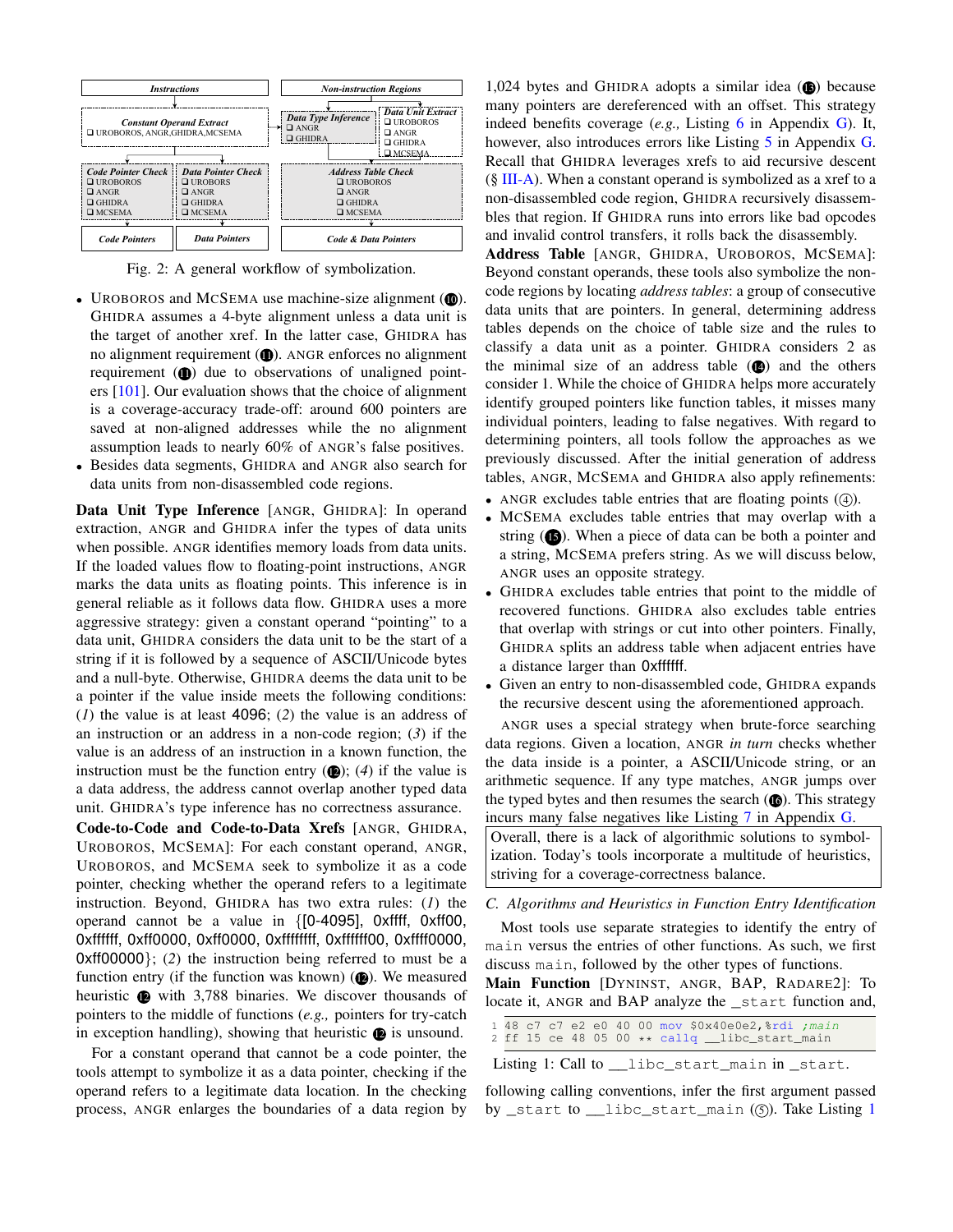| Instructions | | | Non-instruction Regions | |
|---|---|---|---|---|
| Constant Operand Extract<br>❑ UROBOROS, ANGR, GHIDRA, MCSEMA | | | Data Type Inference<br>❑ ANGR<br>❑ GHIDRA | Data Unit Extract<br>❑ UROBOROS<br>❑ ANGR<br>❑ GHIDRA<br>❑ MCSEMA |
| Code Pointer Check<br>❑ UROBOROS<br>❑ ANGR<br>❑ GHIDRA<br>❑ MCSEMA | Data Pointer Check<br>❑ UROBOROS<br>❑ ANGR<br>❑ GHIDRA<br>❑ MCSEMA | | Address Table Check<br>❑ UROBOROS<br>❑ ANGR<br>❑ GHIDRA<br>❑ MCSEMA | |
| Code Pointers | Data Pointers | | Code & Data Pointers | |

Fig. 2: A general workflow of symbolization.

- UROBOROS and MCSEMA use machine-size alignment (⓾). GHIDRA assumes a 4-byte alignment unless a data unit is the target of another xref. In the latter case, GHIDRA has no alignment requirement (⓫). ANGR enforces no alignment requirement (⓫) due to observations of unaligned pointers [101]. Our evaluation shows that the choice of alignment is a coverage-accuracy trade-off: around 600 pointers are saved at non-aligned addresses while the no alignment assumption leads to nearly 60% of ANGR's false positives.
- Besides data segments, GHIDRA and ANGR also search for data units from non-disassembled code regions.

**Data Unit Type Inference** [ANGR, GHIDRA]: In operand extraction, ANGR and GHIDRA infer the types of data units when possible. ANGR identifies memory loads from data units. If the loaded values flow to floating-point instructions, ANGR marks the data units as floating points. This inference is in general reliable as it follows data flow. GHIDRA uses a more aggressive strategy: given a constant operand "pointing" to a data unit, GHIDRA considers the data unit to be the start of a string if it is followed by a sequence of ASCII/Unicode bytes and a null-byte. Otherwise, GHIDRA deems the data unit to be a pointer if the value inside meets the following conditions: (*1*) the value is at least 4096; (*2*) the value is an address of an instruction or an address in a non-code region; (*3*) if the value is an address of an instruction in a known function, the instruction must be the function entry (⓬); (*4*) if the value is a data address, the address cannot overlap another typed data unit. GHIDRA's type inference has no correctness assurance.

**Code-to-Code and Code-to-Data Xrefs** [ANGR, GHIDRA, UROBOROS, MCSEMA]: For each constant operand, ANGR, UROBOROS, and MCSEMA seek to symbolize it as a code pointer, checking whether the operand refers to a legitimate instruction. Beyond, GHIDRA has two extra rules: (*1*) the operand cannot be a value in {[0-4095], 0xffff, 0xff00, 0xffffff, 0xff0000, 0xff0000, 0xffffffff, 0xffffff00, 0xffff0000, 0xff000000}; (*2*) the instruction being referred to must be a function entry (if the function was known) (⓬). We measured heuristic ⓬ with 3,788 binaries. We discover thousands of pointers to the middle of functions (*e.g.,* pointers for try-catch in exception handling), showing that heuristic ⓬ is unsound.

For a constant operand that cannot be a code pointer, the tools attempt to symbolize it as a data pointer, checking if the operand refers to a legitimate data location. In the checking process, ANGR enlarges the boundaries of a data region by 1,024 bytes and GHIDRA adopts a similar idea (⓭) because many pointers are dereferenced with an offset. This strategy indeed benefits coverage (*e.g.,* Listing 6 in Appendix G). It, however, also introduces errors like Listing 5 in Appendix G. Recall that GHIDRA leverages xrefs to aid recursive descent (§ III-A). When a constant operand is symbolized as a xref to a non-disassembled code region, GHIDRA recursively disassembles that region. If GHIDRA runs into errors like bad opcodes and invalid control transfers, it rolls back the disassembly.

**Address Table** [ANGR, GHIDRA, UROBOROS, MCSEMA]: Beyond constant operands, these tools also symbolize the non-code regions by locating *address tables*: a group of consecutive data units that are pointers. In general, determining address tables depends on the choice of table size and the rules to classify a data unit as a pointer. GHIDRA considers 2 as the minimal size of an address table (⓮) and the others consider 1. While the choice of GHIDRA helps more accurately identify grouped pointers like function tables, it misses many individual pointers, leading to false negatives. With regard to determining pointers, all tools follow the approaches as we previously discussed. After the initial generation of address tables, ANGR, MCSEMA and GHIDRA also apply refinements:

- ANGR excludes table entries that are floating points (④).
- MCSEMA excludes table entries that may overlap with a string (⓯). When a piece of data can be both a pointer and a string, MCSEMA prefers string. As we will discuss below, ANGR uses an opposite strategy.
- GHIDRA excludes table entries that point to the middle of recovered functions. GHIDRA also excludes table entries that overlap with strings or cut into other pointers. Finally, GHIDRA splits an address table when adjacent entries have a distance larger than 0xffffff.
- Given an entry to non-disassembled code, GHIDRA expands the recursive descent using the aforementioned approach.

ANGR uses a special strategy when brute-force searching data regions. Given a location, ANGR *in turn* checks whether the data inside is a pointer, a ASCII/Unicode string, or an arithmetic sequence. If any type matches, ANGR jumps over the typed bytes and then resumes the search (⓰). This strategy incurs many false negatives like Listing 7 in Appendix G.

> Overall, there is a lack of algorithmic solutions to symbolization. Today's tools incorporate a multitude of heuristics, striving for a coverage-correctness balance.

### C. Algorithms and Heuristics in Function Entry Identification

Most tools use separate strategies to identify the entry of `main` versus the entries of other functions. As such, we first discuss `main`, followed by the other types of functions.

**Main Function** [DYNINST, ANGR, BAP, RADARE2]: To locate it, ANGR and BAP analyze the `_start` function and, following calling conventions, infer the first argument passed by `_start` to `__libc_start_main` (⑤). Take Listing 1

```
1 48 c7 c7 e2 e0 40 00 mov $0x40e0e2,%rdi ;main
2 ff 15 ce 48 05 00 ** callq __libc_start_main
```

Listing 1: Call to `__libc_start_main` in `_start`.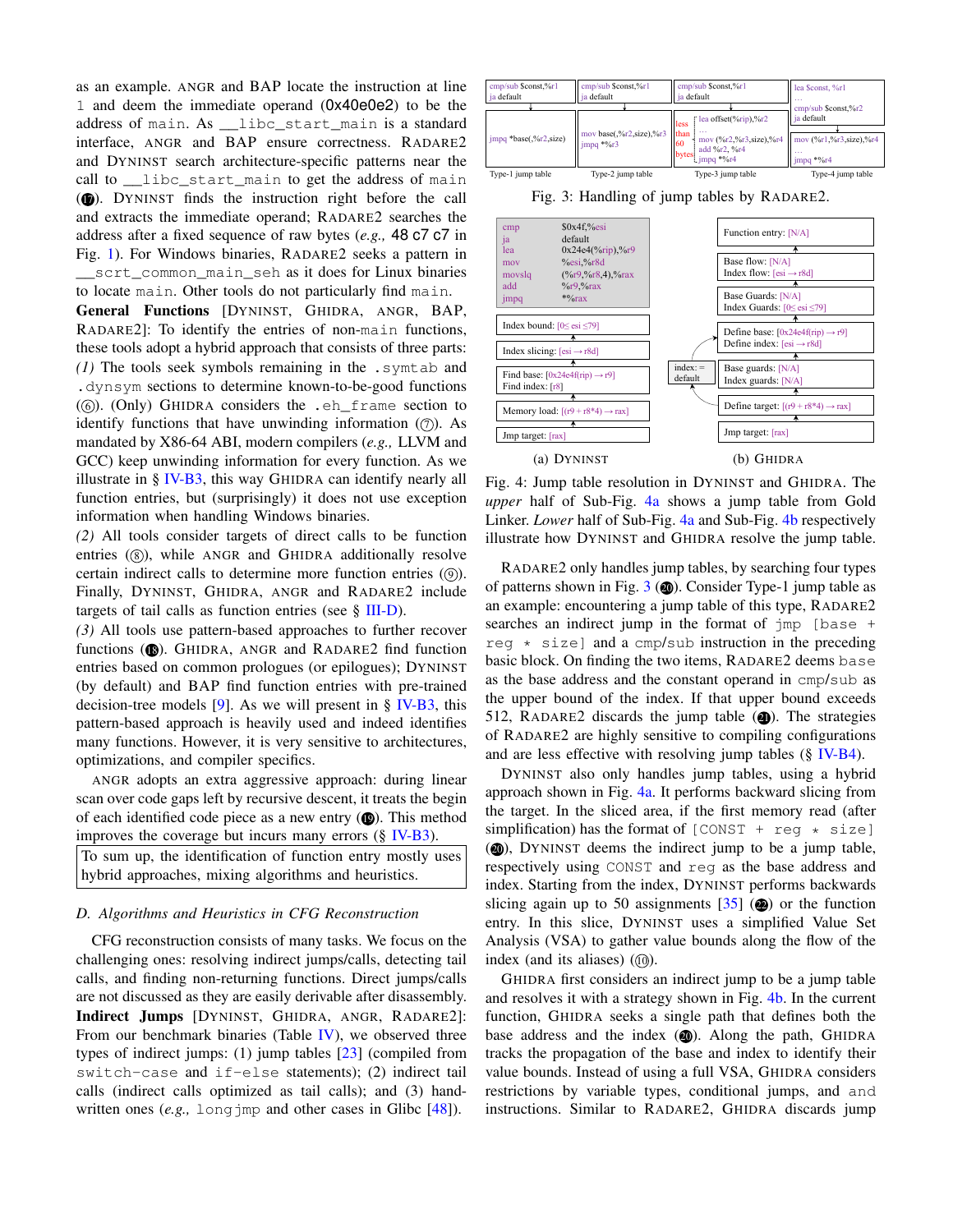as an example. ANGR and BAP locate the instruction at line 1 and deem the immediate operand (0x40e0e2) to be the address of main. As __libc_start_main is a standard interface, ANGR and BAP ensure correctness. RADARE2 and DYNINST search architecture-specific patterns near the call to __libc_start_main to get the address of main (⑰). DYNINST finds the instruction right before the call and extracts the immediate operand; RADARE2 searches the address after a fixed sequence of raw bytes (*e.g.,* 48 c7 c7 in Fig. 1). For Windows binaries, RADARE2 seeks a pattern in __scrt_common_main_seh as it does for Linux binaries to locate main. Other tools do not particularly find main.

**General Functions** [DYNINST, GHIDRA, ANGR, BAP, RADARE2]: To identify the entries of non-main functions, these tools adopt a hybrid approach that consists of three parts: *(1)* The tools seek symbols remaining in the .symtab and .dynsym sections to determine known-to-be-good functions (⑥). (Only) GHIDRA considers the .eh_frame section to identify functions that have unwinding information (⑦). As mandated by X86-64 ABI, modern compilers (*e.g.,* LLVM and GCC) keep unwinding information for every function. As we illustrate in § IV-B3, this way GHIDRA can identify nearly all function entries, but (surprisingly) it does not use exception information when handling Windows binaries.
*(2)* All tools consider targets of direct calls to be function entries (⑧), while ANGR and GHIDRA additionally resolve certain indirect calls to determine more function entries (⑨). Finally, DYNINST, GHIDRA, ANGR and RADARE2 include targets of tail calls as function entries (see § III-D).
*(3)* All tools use pattern-based approaches to further recover functions (⑱). GHIDRA, ANGR and RADARE2 find function entries based on common prologues (or epilogues); DYNINST (by default) and BAP find function entries with pre-trained decision-tree models [9]. As we will present in § IV-B3, this pattern-based approach is heavily used and indeed identifies many functions. However, it is very sensitive to architectures, optimizations, and compiler specifics.

ANGR adopts an extra aggressive approach: during linear scan over code gaps left by recursive descent, it treats the begin of each identified code piece as a new entry (⑲). This method improves the coverage but incurs many errors (§ IV-B3).

> To sum up, the identification of function entry mostly uses hybrid approaches, mixing algorithms and heuristics.

### D. Algorithms and Heuristics in CFG Reconstruction

CFG reconstruction consists of many tasks. We focus on the challenging ones: resolving indirect jumps/calls, detecting tail calls, and finding non-returning functions. Direct jumps/calls are not discussed as they are easily derivable after disassembly.

**Indirect Jumps** [DYNINST, GHIDRA, ANGR, RADARE2]: From our benchmark binaries (Table IV), we observed three types of indirect jumps: (1) jump tables [23] (compiled from switch-case and if-else statements); (2) indirect tail calls (indirect calls optimized as tail calls); and (3) hand-written ones (*e.g.,* longjmp and other cases in Glibc [48]).

Fig. 3: Handling of jump tables by RADARE2.

Fig. 4: Jump table resolution in DYNINST and GHIDRA. The *upper* half of Sub-Fig. 4a shows a jump table from Gold Linker. *Lower* half of Sub-Fig. 4a and Sub-Fig. 4b respectively illustrate how DYNINST and GHIDRA resolve the jump table.

RADARE2 only handles jump tables, by searching four types of patterns shown in Fig. 3 (⑳). Consider Type-1 jump table as an example: encountering a jump table of this type, RADARE2 searches an indirect jump in the format of jmp [base + reg * size] and a cmp/sub instruction in the preceding basic block. On finding the two items, RADARE2 deems base as the base address and the constant operand in cmp/sub as the upper bound of the index. If that upper bound exceeds 512, RADARE2 discards the jump table (㉑). The strategies of RADARE2 are highly sensitive to compiling configurations and are less effective with resolving jump tables (§ IV-B4).

DYNINST also only handles jump tables, using a hybrid approach shown in Fig. 4a. It performs backward slicing from the target. In the sliced area, if the first memory read (after simplification) has the format of [CONST + reg * size] (⑳), DYNINST deems the indirect jump to be a jump table, respectively using CONST and reg as the base address and index. Starting from the index, DYNINST performs backwards slicing again up to 50 assignments [35] (㉒) or the function entry. In this slice, DYNINST uses a simplified Value Set Analysis (VSA) to gather value bounds along the flow of the index (and its aliases) (⑩).

GHIDRA first considers an indirect jump to be a jump table and resolves it with a strategy shown in Fig. 4b. In the current function, GHIDRA seeks a single path that defines both the base address and the index (⑳). Along the path, GHIDRA tracks the propagation of the base and index to identify their value bounds. Instead of using a full VSA, GHIDRA considers restrictions by variable types, conditional jumps, and and instructions. Similar to RADARE2, GHIDRA discards jump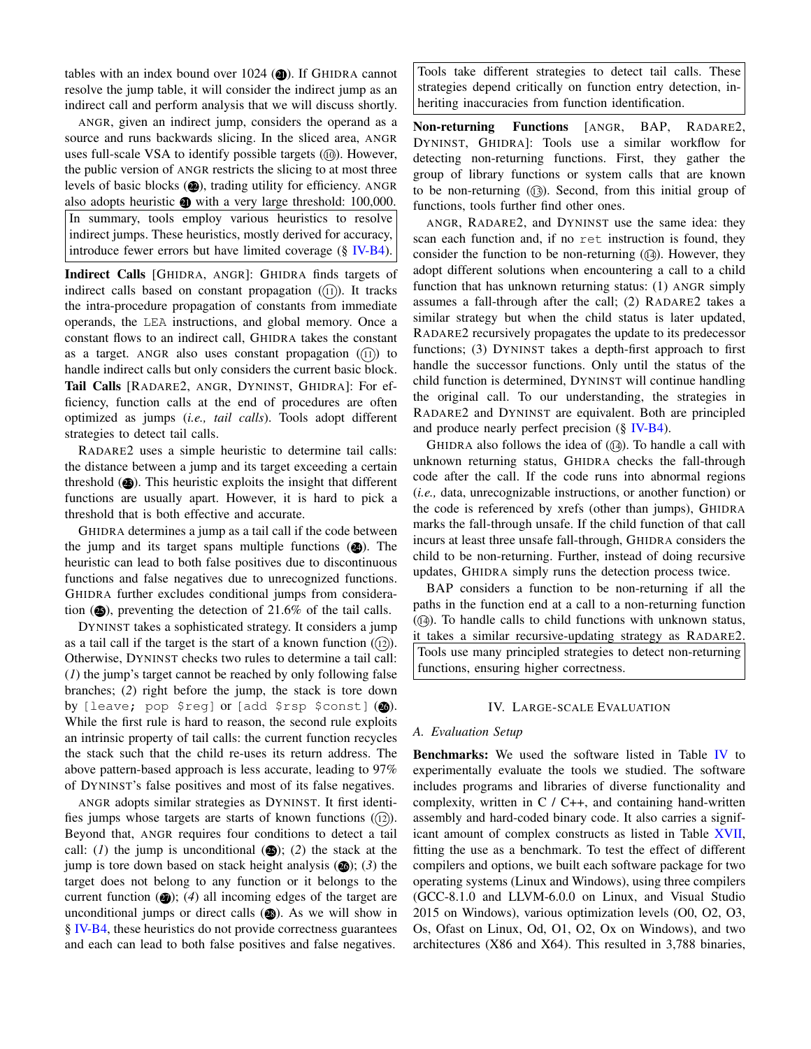tables with an index bound over 1024 (㉑). If GHIDRA cannot resolve the jump table, it will consider the indirect jump as an indirect call and perform analysis that we will discuss shortly.

ANGR, given an indirect jump, considers the operand as a source and runs backwards slicing. In the sliced area, ANGR uses full-scale VSA to identify possible targets (⑩). However, the public version of ANGR restricts the slicing to at most three levels of basic blocks (㉒), trading utility for efficiency. ANGR also adopts heuristic ㉑ with a very large threshold: 100,000.

> In summary, tools employ various heuristics to resolve indirect jumps. These heuristics, mostly derived for accuracy, introduce fewer errors but have limited coverage (§ IV-B4).

**Indirect Calls** [GHIDRA, ANGR]: GHIDRA finds targets of indirect calls based on constant propagation (⑪). It tracks the intra-procedure propagation of constants from immediate operands, the `LEA` instructions, and global memory. Once a constant flows to an indirect call, GHIDRA takes the constant as a target. ANGR also uses constant propagation (⑪) to handle indirect calls but only considers the current basic block.

**Tail Calls** [RADARE2, ANGR, DYNINST, GHIDRA]: For efficiency, function calls at the end of procedures are often optimized as jumps (*i.e., tail calls*). Tools adopt different strategies to detect tail calls.

RADARE2 uses a simple heuristic to determine tail calls: the distance between a jump and its target exceeding a certain threshold (㉓). This heuristic exploits the insight that different functions are usually apart. However, it is hard to pick a threshold that is both effective and accurate.

GHIDRA determines a jump as a tail call if the code between the jump and its target spans multiple functions (㉔). The heuristic can lead to both false positives due to discontinuous functions and false negatives due to unrecognized functions. GHIDRA further excludes conditional jumps from consideration (㉕), preventing the detection of 21.6% of the tail calls.

DYNINST takes a sophisticated strategy. It considers a jump as a tail call if the target is the start of a known function (⑫). Otherwise, DYNINST checks two rules to determine a tail call: (*1*) the jump's target cannot be reached by only following false branches; (*2*) right before the jump, the stack is tore down by `[leave; pop $reg]` or `[add $rsp $const]` (㉖). While the first rule is hard to reason, the second rule exploits an intrinsic property of tail calls: the current function recycles the stack such that the child re-uses its return address. The above pattern-based approach is less accurate, leading to 97% of DYNINST's false positives and most of its false negatives.

ANGR adopts similar strategies as DYNINST. It first identifies jumps whose targets are starts of known functions (⑫). Beyond that, ANGR requires four conditions to detect a tail call: (*1*) the jump is unconditional (㉕); (*2*) the stack at the jump is tore down based on stack height analysis (㉖); (*3*) the target does not belong to any function or it belongs to the current function (㉗); (*4*) all incoming edges of the target are unconditional jumps or direct calls (㉘). As we will show in § IV-B4, these heuristics do not provide correctness guarantees and each can lead to both false positives and false negatives.

> Tools take different strategies to detect tail calls. These strategies depend critically on function entry detection, inheriting inaccuracies from function identification.

**Non-returning Functions** [ANGR, BAP, RADARE2, DYNINST, GHIDRA]: Tools use a similar workflow for detecting non-returning functions. First, they gather the group of library functions or system calls that are known to be non-returning (⑬). Second, from this initial group of functions, tools further find other ones.

ANGR, RADARE2, and DYNINST use the same idea: they scan each function and, if no `ret` instruction is found, they consider the function to be non-returning (⑭). However, they adopt different solutions when encountering a call to a child function that has unknown returning status: (1) ANGR simply assumes a fall-through after the call; (2) RADARE2 takes a similar strategy but when the child status is later updated, RADARE2 recursively propagates the update to its predecessor functions; (3) DYNINST takes a depth-first approach to first handle the successor functions. Only until the status of the child function is determined, DYNINST will continue handling the original call. To our understanding, the strategies in RADARE2 and DYNINST are equivalent. Both are principled and produce nearly perfect precision (§ IV-B4).

GHIDRA also follows the idea of (⑭). To handle a call with unknown returning status, GHIDRA checks the fall-through code after the call. If the code runs into abnormal regions (*i.e.,* data, unrecognizable instructions, or another function) or the code is referenced by xrefs (other than jumps), GHIDRA marks the fall-through unsafe. If the child function of that call incurs at least three unsafe fall-through, GHIDRA considers the child to be non-returning. Further, instead of doing recursive updates, GHIDRA simply runs the detection process twice.

BAP considers a function to be non-returning if all the paths in the function end at a call to a non-returning function (⑭). To handle calls to child functions with unknown status, it takes a similar recursive-updating strategy as RADARE2.

> Tools use many principled strategies to detect non-returning functions, ensuring higher correctness.

## IV. Large-scale Evaluation

### A. Evaluation Setup

**Benchmarks:** We used the software listed in Table IV to experimentally evaluate the tools we studied. The software includes programs and libraries of diverse functionality and complexity, written in C / C++, and containing hand-written assembly and hard-coded binary code. It also carries a significant amount of complex constructs as listed in Table XVII, fitting the use as a benchmark. To test the effect of different compilers and options, we built each software package for two operating systems (Linux and Windows), using three compilers (GCC-8.1.0 and LLVM-6.0.0 on Linux, and Visual Studio 2015 on Windows), various optimization levels (O0, O2, O3, Os, Ofast on Linux, Od, O1, O2, Ox on Windows), and two architectures (X86 and X64). This resulted in 3,788 binaries,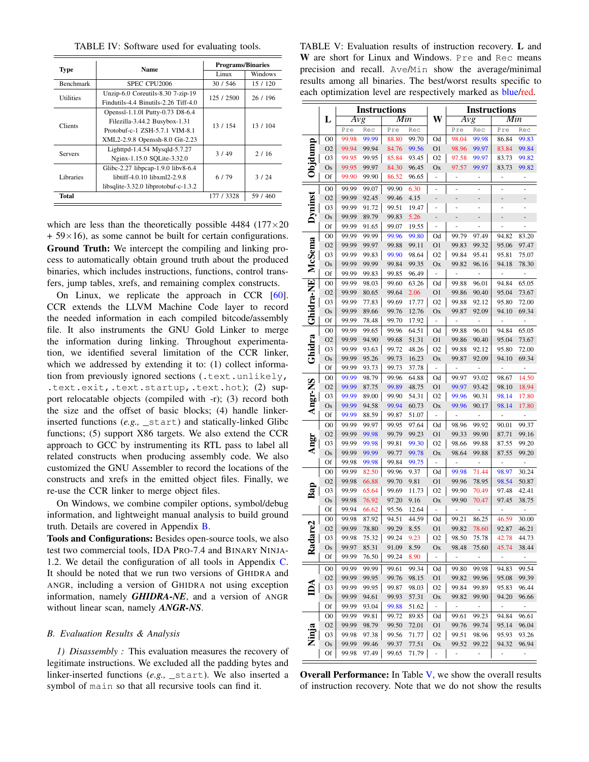TABLE IV: Software used for evaluating tools.

| Type | Name | Programs/Binaries | |
|---|---|---|---|
| | | Linux | Windows |
| Benchmark | SPEC CPU2006 | 30 / 546 | 15 / 120 |
| Utilities | Unzip-6.0 Coreutils-8.30 7-zip-19 Findutils-4.4 Binutils-2.26 Tiff-4.0 | 125 / 2500 | 26 / 196 |
| Clients | Openssl-1.1.0l Putty-0.73 D8-6.4 Filezilla-3.44.2 Busybox-1.31 Protobuf-c-1 ZSH-5.7.1 VIM-8.1 XML2-2.9.8 Openssh-8.0 Git-2.23 | 13 / 154 | 13 / 104 |
| Servers | Lighttpd-1.4.54 Mysqld-5.7.27 Nginx-1.15.0 SQLite-3.32.0 | 3 / 49 | 2 / 16 |
| Libraries | Glibc-2.27 libpcap-1.9.0 libv8-6.4 libtiff-4.0.10 libxml2-2.9.8 libsqlite-3.32.0 libprotobuf-c-1.3.2 | 6 / 79 | 3 / 24 |
| **Total** | | 177 / 3328 | 59 / 460 |

which are less than the theoretically possible 4484 (177×20 + 59×16), as some cannot be built for certain configurations.

**Ground Truth:** We intercept the compiling and linking process to automatically obtain ground truth about the produced binaries, which includes instructions, functions, control transfers, jump tables, xrefs, and remaining complex constructs.

On Linux, we replicate the approach in CCR [60]. CCR extends the LLVM Machine Code layer to record the needed information in each compiled bitcode/assembly file. It also instruments the GNU Gold Linker to merge the information during linking. Throughout experimentation, we identified several limitation of the CCR linker, which we addressed by extending it to: (1) collect information from previously ignored sections (`.text.unlikely`, `.text.exit`, `.text.startup`, `.text.hot`); (2) support relocatable objects (compiled with -r); (3) record both the size and the offset of basic blocks; (4) handle linker-inserted functions (*e.g.,* `_start`) and statically-linked Glibc functions; (5) support X86 targets. We also extend the CCR approach to GCC by instrumenting its RTL pass to label all related constructs when producing assembly code. We also customized the GNU Assembler to record the locations of the constructs and xrefs in the emitted object files. Finally, we re-use the CCR linker to merge object files.

On Windows, we combine compiler options, symbol/debug information, and lightweight manual analysis to build ground truth. Details are covered in Appendix B.

**Tools and Configurations:** Besides open-source tools, we also test two commercial tools, IDA PRO-7.4 and BINARY NINJA-1.2. We detail the configuration of all tools in Appendix C. It should be noted that we run two versions of GHIDRA and ANGR, including a version of GHIDRA not using exception information, namely ***GHIDRA-NE***, and a version of ANGR without linear scan, namely ***ANGR-NS***.

### B. Evaluation Results & Analysis

*1) Disassembly :* This evaluation measures the recovery of legitimate instructions. We excluded all the padding bytes and linker-inserted functions (*e.g.,* `_start`). We also inserted a symbol of `main` so that all recursive tools can find it.

TABLE V: Evaluation results of instruction recovery. **L** and **W** are short for Linux and Windows. `Pre` and `Rec` means precision and recall. `Ave`/`Min` show the average/minimal results among all binaries. The best/worst results specific to each optimization level are respectively marked as blue/red.

| Tool | L | Instructions Avg Pre | Avg Rec | Min Pre | Min Rec | W | Instructions Avg Pre | Avg Rec | Min Pre | Min Rec |
|---|---|---|---|---|---|---|---|---|---|---|
| Objdump | O0 | 99.98 | 99.99 | 88.80 | 99.70 | Od | 98.04 | 99.98 | 86.84 | 99.83 |
| | O2 | 99.94 | 99.94 | 84.76 | 99.56 | O1 | 98.96 | 99.97 | 83.84 | 99.84 |
| | O3 | 99.95 | 99.95 | 85.84 | 93.45 | O2 | 97.58 | 99.97 | 83.73 | 99.82 |
| | Os | 99.95 | 99.97 | 84.30 | 96.45 | Ox | 97.57 | 99.97 | 83.73 | 99.82 |
| | Of | 99.90 | 99.90 | 86.52 | 96.65 | - | - | - | - | - |
| Dyninst | O0 | 99.99 | 99.07 | 99.90 | 6.30 | - | - | - | - | - |
| | O2 | 99.99 | 92.45 | 99.46 | 4.15 | - | - | - | - | - |
| | O3 | 99.99 | 91.72 | 99.51 | 19.47 | - | - | - | - | - |
| | Os | 99.99 | 89.79 | 99.83 | 5.26 | - | - | - | - | - |
| | Of | 99.99 | 91.65 | 99.07 | 19.55 | - | - | - | - | - |
| McSema | O0 | 99.99 | 99.99 | 99.96 | 99.80 | Od | 99.79 | 97.49 | 94.82 | 83.20 |
| | O2 | 99.99 | 99.97 | 99.88 | 99.11 | O1 | 99.83 | 99.32 | 95.06 | 97.47 |
| | O3 | 99.99 | 99.83 | 99.90 | 98.64 | O2 | 99.84 | 95.41 | 95.81 | 75.07 |
| | Os | 99.99 | 99.99 | 99.84 | 99.35 | Ox | 99.82 | 96.16 | 94.18 | 78.30 |
| | Of | 99.99 | 99.83 | 99.85 | 96.49 | - | - | - | - | - |
| Ghidra-NE | O0 | 99.99 | 98.03 | 99.60 | 63.26 | Od | 99.88 | 96.01 | 94.84 | 65.05 |
| | O2 | 99.99 | 80.65 | 99.64 | 2.06 | O1 | 99.86 | 90.40 | 95.04 | 73.67 |
| | O3 | 99.99 | 77.83 | 99.69 | 17.77 | O2 | 99.88 | 92.12 | 95.80 | 72.00 |
| | Os | 99.99 | 89.66 | 99.76 | 12.76 | Ox | 99.87 | 92.09 | 94.10 | 69.34 |
| | Of | 99.99 | 78.48 | 99.70 | 17.92 | - | - | - | - | - |
| Ghidra | O0 | 99.99 | 99.65 | 99.96 | 64.51 | Od | 99.88 | 96.01 | 94.84 | 65.05 |
| | O2 | 99.99 | 94.90 | 99.68 | 51.31 | O1 | 99.86 | 90.40 | 95.04 | 73.67 |
| | O3 | 99.99 | 93.63 | 99.72 | 48.26 | O2 | 99.88 | 92.12 | 95.80 | 72.00 |
| | Os | 99.99 | 95.26 | 99.73 | 16.23 | Ox | 99.87 | 92.09 | 94.10 | 69.34 |
| | Of | 99.99 | 93.73 | 99.73 | 37.78 | - | - | - | - | - |
| Angr-NS | O0 | 99.99 | 98.79 | 99.96 | 64.88 | Od | 99.97 | 93.02 | 98.67 | 14.50 |
| | O2 | 99.99 | 87.75 | 99.89 | 48.75 | O1 | 99.97 | 93.42 | 98.10 | 18.94 |
| | O3 | 99.99 | 89.00 | 99.90 | 54.31 | O2 | 99.96 | 90.31 | 98.14 | 17.80 |
| | Os | 99.99 | 94.58 | 99.94 | 60.73 | Ox | 99.96 | 90.17 | 98.14 | 17.80 |
| | Of | 99.99 | 88.59 | 99.87 | 51.07 | - | - | - | - | - |
| Angr | O0 | 99.99 | 99.97 | 99.95 | 97.64 | Od | 98.96 | 99.92 | 90.01 | 99.37 |
| | O2 | 99.99 | 99.98 | 99.79 | 99.23 | O1 | 99.33 | 99.90 | 87.71 | 99.16 |
| | O3 | 99.99 | 99.98 | 99.81 | 99.30 | O2 | 98.66 | 99.88 | 87.55 | 99.20 |
| | Os | 99.99 | 99.99 | 99.77 | 99.78 | Ox | 98.64 | 99.88 | 87.55 | 99.20 |
| | Of | 99.98 | 99.98 | 99.84 | 99.75 | - | - | - | - | - |
| Bap | O0 | 99.99 | 82.50 | 99.96 | 9.37 | Od | 99.98 | 71.44 | 98.97 | 30.24 |
| | O2 | 99.98 | 66.88 | 99.70 | 9.81 | O1 | 99.96 | 78.95 | 98.54 | 50.87 |
| | O3 | 99.99 | 65.64 | 99.69 | 11.73 | O2 | 99.90 | 70.49 | 97.48 | 42.41 |
| | Os | 99.98 | 76.92 | 97.20 | 9.16 | Ox | 99.90 | 70.47 | 97.45 | 38.75 |
| | Of | 99.94 | 66.62 | 95.56 | 12.64 | - | - | - | - | - |
| Radare2 | O0 | 99.98 | 87.92 | 94.51 | 44.59 | Od | 99.21 | 86.25 | 46.59 | 30.00 |
| | O2 | 99.99 | 78.80 | 99.29 | 8.55 | O1 | 99.82 | 78.60 | 92.87 | 46.21 |
| | O3 | 99.98 | 75.32 | 99.24 | 9.23 | O2 | 98.50 | 75.78 | 42.78 | 44.73 |
| | Os | 99.97 | 85.31 | 91.09 | 8.59 | Ox | 98.48 | 75.60 | 45.74 | 38.44 |
| | Of | 99.99 | 76.50 | 99.24 | 8.90 | - | - | - | - | - |
| IDA | O0 | 99.99 | 99.99 | 99.61 | 99.34 | Od | 99.80 | 99.98 | 94.83 | 99.54 |
| | O2 | 99.99 | 99.95 | 99.76 | 98.15 | O1 | 99.82 | 99.96 | 95.08 | 99.39 |
| | O3 | 99.99 | 99.95 | 99.87 | 98.03 | O2 | 99.84 | 99.89 | 95.83 | 96.44 |
| | Os | 99.99 | 94.61 | 99.93 | 57.31 | Ox | 99.82 | 99.90 | 94.20 | 96.66 |
| | Of | 99.99 | 93.04 | 99.88 | 51.62 | - | - | - | - | - |
| Ninja | O0 | 99.99 | 99.81 | 99.72 | 89.85 | Od | 99.61 | 99.23 | 94.84 | 96.61 |
| | O2 | 99.99 | 98.79 | 99.50 | 72.01 | O1 | 99.76 | 99.74 | 95.14 | 96.04 |
| | O3 | 99.98 | 97.38 | 99.56 | 71.77 | O2 | 99.51 | 98.96 | 95.93 | 93.26 |
| | Os | 99.99 | 99.46 | 99.37 | 77.51 | Ox | 99.52 | 99.22 | 94.32 | 96.94 |
| | Of | 99.98 | 97.49 | 99.65 | 71.79 | - | - | - | - | - |

**Overall Performance:** In Table V, we show the overall results of instruction recovery. Note that we do not show the results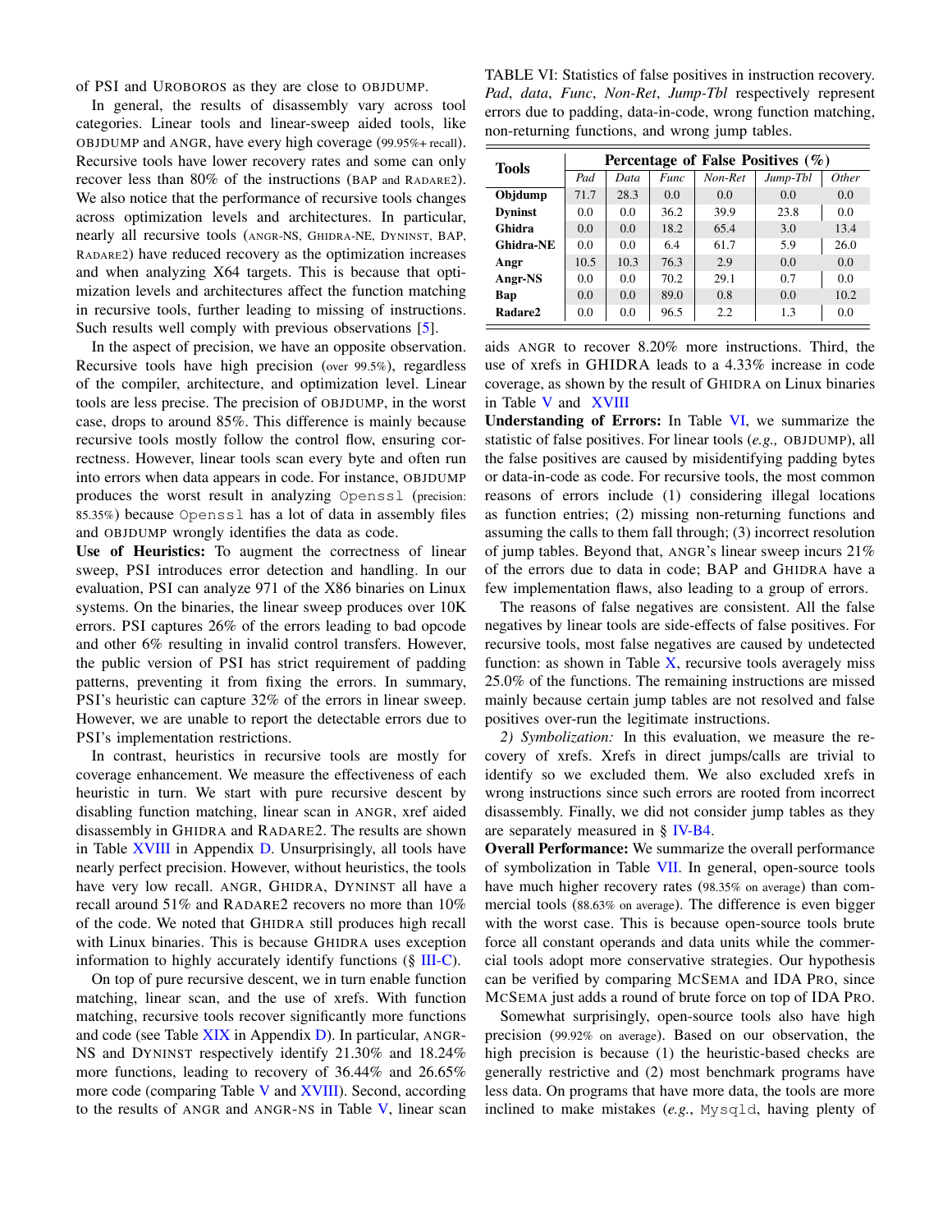of PSI and UROBOROS as they are close to OBJDUMP.

In general, the results of disassembly vary across tool categories. Linear tools and linear-sweep aided tools, like OBJDUMP and ANGR, have every high coverage (99.95%+ recall). Recursive tools have lower recovery rates and some can only recover less than 80% of the instructions (BAP and RADARE2). We also notice that the performance of recursive tools changes across optimization levels and architectures. In particular, nearly all recursive tools (ANGR-NS, GHIDRA-NE, DYNINST, BAP, RADARE2) have reduced recovery as the optimization increases and when analyzing X64 targets. This is because that optimization levels and architectures affect the function matching in recursive tools, further leading to missing of instructions. Such results well comply with previous observations [5].

In the aspect of precision, we have an opposite observation. Recursive tools have high precision (over 99.5%), regardless of the compiler, architecture, and optimization level. Linear tools are less precise. The precision of OBJDUMP, in the worst case, drops to around 85%. This difference is mainly because recursive tools mostly follow the control flow, ensuring correctness. However, linear tools scan every byte and often run into errors when data appears in code. For instance, OBJDUMP produces the worst result in analyzing `Openssl` (precision: 85.35%) because `Openssl` has a lot of data in assembly files and OBJDUMP wrongly identifies the data as code.

**Use of Heuristics:** To augment the correctness of linear sweep, PSI introduces error detection and handling. In our evaluation, PSI can analyze 971 of the X86 binaries on Linux systems. On the binaries, the linear sweep produces over 10K errors. PSI captures 26% of the errors leading to bad opcode and other 6% resulting in invalid control transfers. However, the public version of PSI has strict requirement of padding patterns, preventing it from fixing the errors. In summary, PSI's heuristic can capture 32% of the errors in linear sweep. However, we are unable to report the detectable errors due to PSI's implementation restrictions.

In contrast, heuristics in recursive tools are mostly for coverage enhancement. We measure the effectiveness of each heuristic in turn. We start with pure recursive descent by disabling function matching, linear scan in ANGR, xref aided disassembly in GHIDRA and RADARE2. The results are shown in Table XVIII in Appendix D. Unsurprisingly, all tools have nearly perfect precision. However, without heuristics, the tools have very low recall. ANGR, GHIDRA, DYNINST all have a recall around 51% and RADARE2 recovers no more than 10% of the code. We noted that GHIDRA still produces high recall with Linux binaries. This is because GHIDRA uses exception information to highly accurately identify functions (§ III-C).

On top of pure recursive descent, we in turn enable function matching, linear scan, and the use of xrefs. With function matching, recursive tools recover significantly more functions and code (see Table XIX in Appendix D). In particular, ANGR-NS and DYNINST respectively identify 21.30% and 18.24% more functions, leading to recovery of 36.44% and 26.65% more code (comparing Table V and XVIII). Second, according to the results of ANGR and ANGR-NS in Table V, linear scan aids ANGR to recover 8.20% more instructions. Third, the use of xrefs in GHIDRA leads to a 4.33% increase in code coverage, as shown by the result of GHIDRA on Linux binaries in Table V and XVIII

TABLE VI: Statistics of false positives in instruction recovery. *Pad*, *data*, *Func*, *Non-Ret*, *Jump-Tbl* respectively represent errors due to padding, data-in-code, wrong function matching, non-returning functions, and wrong jump tables.

| Tools | Percentage of False Positives (%) | | | | | |
|---|---|---|---|---|---|---|
| | *Pad* | *Data* | *Func* | *Non-Ret* | *Jump-Tbl* | *Other* |
| **Objdump** | 71.7 | 28.3 | 0.0 | 0.0 | 0.0 | 0.0 |
| **Dyninst** | 0.0 | 0.0 | 36.2 | 39.9 | 23.8 | 0.0 |
| **Ghidra** | 0.0 | 0.0 | 18.2 | 65.4 | 3.0 | 13.4 |
| **Ghidra-NE** | 0.0 | 0.0 | 6.4 | 61.7 | 5.9 | 26.0 |
| **Angr** | 10.5 | 10.3 | 76.3 | 2.9 | 0.0 | 0.0 |
| **Angr-NS** | 0.0 | 0.0 | 70.2 | 29.1 | 0.7 | 0.0 |
| **Bap** | 0.0 | 0.0 | 89.0 | 0.8 | 0.0 | 10.2 |
| **Radare2** | 0.0 | 0.0 | 96.5 | 2.2 | 1.3 | 0.0 |

**Understanding of Errors:** In Table VI, we summarize the statistic of false positives. For linear tools (*e.g.,* OBJDUMP), all the false positives are caused by misidentifying padding bytes or data-in-code as code. For recursive tools, the most common reasons of errors include (1) considering illegal locations as function entries; (2) missing non-returning functions and assuming the calls to them fall through; (3) incorrect resolution of jump tables. Beyond that, ANGR's linear sweep incurs 21% of the errors due to data in code; BAP and GHIDRA have a few implementation flaws, also leading to a group of errors.

The reasons of false negatives are consistent. All the false negatives by linear tools are side-effects of false positives. For recursive tools, most false negatives are caused by undetected function: as shown in Table X, recursive tools averagely miss 25.0% of the functions. The remaining instructions are missed mainly because certain jump tables are not resolved and false positives over-run the legitimate instructions.

*2) Symbolization:* In this evaluation, we measure the recovery of xrefs. Xrefs in direct jumps/calls are trivial to identify so we excluded them. We also excluded xrefs in wrong instructions since such errors are rooted from incorrect disassembly. Finally, we did not consider jump tables as they are separately measured in § IV-B4.

**Overall Performance:** We summarize the overall performance of symbolization in Table VII. In general, open-source tools have much higher recovery rates (98.35% on average) than commercial tools (88.63% on average). The difference is even bigger with the worst case. This is because open-source tools brute force all constant operands and data units while the commercial tools adopt more conservative strategies. Our hypothesis can be verified by comparing MCSEMA and IDA PRO, since MCSEMA just adds a round of brute force on top of IDA PRO.

Somewhat surprisingly, open-source tools also have high precision (99.92% on average). Based on our observation, the high precision is because (1) the heuristic-based checks are generally restrictive and (2) most benchmark programs have less data. On programs that have more data, the tools are more inclined to make mistakes (*e.g.,* `Mysqld`, having plenty of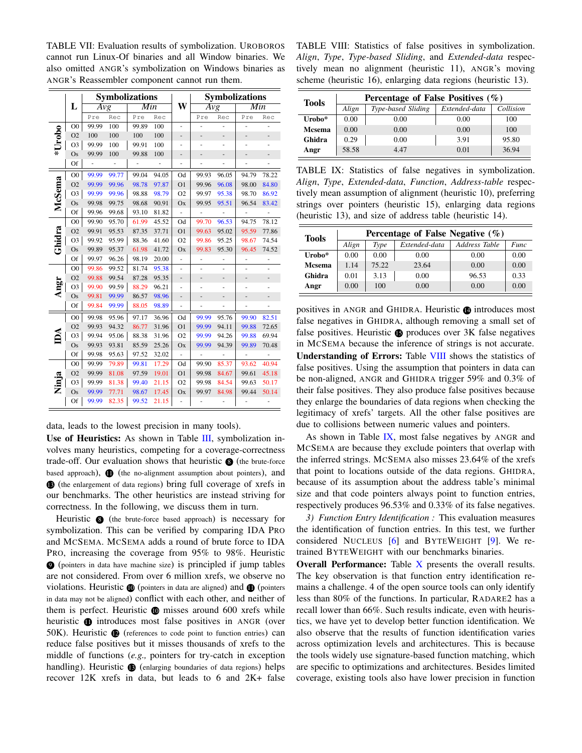TABLE VII: Evaluation results of symbolization. UROBOROS cannot run Linux-Of binaries and all Window binaries. We also omitted ANGR's symbolization on Windows binaries as ANGR's Reassembler component cannot run them.

| | L | Symbolizations | | | | W | Symbolizations | | | |
|---|---|---|---|---|---|---|---|---|---|---|
| | | Avg | | Min | | | Avg | | Min | |
| | | Pre | Rec | Pre | Rec | | Pre | Rec | Pre | Rec |
| *Urobo | O0 | 99.99 | 100 | 99.89 | 100 | - | - | - | - | - |
| | O2 | 100 | 100 | 100 | 100 | - | - | - | - | - |
| | O3 | 99.99 | 100 | 99.91 | 100 | - | - | - | - | - |
| | Os | 99.99 | 100 | 99.88 | 100 | - | - | - | - | - |
| | Of | - | - | - | - | - | - | - | - | - |
| McSema | O0 | 99.99 | 99.77 | 99.04 | 94.05 | Od | 99.93 | 96.05 | 94.79 | 78.22 |
| | O2 | 99.99 | 99.96 | 98.78 | 97.87 | O1 | 99.96 | 96.08 | 98.00 | 84.80 |
| | O3 | 99.99 | 99.96 | 98.88 | 98.79 | O2 | 99.97 | 95.38 | 98.70 | 86.92 |
| | Os | 99.98 | 99.75 | 98.68 | 90.91 | Ox | 99.95 | 95.51 | 96.54 | 83.42 |
| | Of | 99.96 | 99.68 | 93.10 | 81.82 | - | - | - | - | - |
| Ghidra | O0 | 99.90 | 95.70 | 61.99 | 45.52 | Od | 99.70 | 96.53 | 94.75 | 78.12 |
| | O2 | 99.91 | 95.53 | 87.35 | 37.71 | O1 | 99.63 | 95.02 | 95.59 | 77.86 |
| | O3 | 99.92 | 95.99 | 88.36 | 41.60 | O2 | 99.86 | 95.25 | 98.67 | 74.54 |
| | Os | 99.89 | 95.37 | 61.98 | 41.72 | Ox | 99.83 | 95.30 | 96.45 | 74.52 |
| | Of | 99.97 | 96.26 | 98.19 | 20.00 | - | - | - | - | - |
| Angr | O0 | 99.86 | 99.52 | 81.74 | 95.38 | - | - | - | - | - |
| | O2 | 99.88 | 99.54 | 87.28 | 95.35 | - | - | - | - | - |
| | O3 | 99.90 | 99.59 | 88.29 | 96.21 | - | - | - | - | - |
| | Os | 99.81 | 99.99 | 86.57 | 98.96 | - | - | - | - | - |
| | Of | 99.84 | 99.99 | 88.05 | 98.89 | - | - | - | - | - |
| IDA | O0 | 99.98 | 95.96 | 97.17 | 36.96 | Od | 99.99 | 95.76 | 99.90 | 82.51 |
| | O2 | 99.93 | 94.32 | 86.77 | 31.96 | O1 | 99.99 | 94.11 | 99.88 | 72.65 |
| | O3 | 99.94 | 95.06 | 88.38 | 31.96 | O2 | 99.99 | 94.26 | 99.88 | 69.94 |
| | Os | 99.93 | 93.81 | 85.59 | 25.26 | Ox | 99.99 | 94.39 | 99.89 | 70.48 |
| | Of | 99.98 | 95.63 | 97.52 | 32.02 | - | - | - | - | - |
| Ninja | O0 | 99.99 | 79.89 | 99.81 | 17.29 | Od | 99.90 | 85.37 | 93.62 | 40.94 |
| | O2 | 99.99 | 81.08 | 97.59 | 19.01 | O1 | 99.98 | 84.67 | 99.61 | 45.18 |
| | O3 | 99.99 | 81.38 | 99.40 | 21.15 | O2 | 99.98 | 84.54 | 99.63 | 50.17 |
| | Os | 99.99 | 77.71 | 98.67 | 17.45 | Ox | 99.97 | 84.98 | 99.44 | 50.14 |
| | Of | 99.99 | 82.35 | 99.52 | 21.15 | - | - | - | - | - |

data, leads to the lowest precision in many tools).

**Use of Heuristics:** As shown in Table III, symbolization involves many heuristics, competing for a coverage-correctness trade-off. Our evaluation shows that heuristic ❽ (the brute-force based approach), ⓫ (the no-alignment assumption about pointers), and ⓭ (the enlargement of data regions) bring full coverage of xrefs in our benchmarks. The other heuristics are instead striving for correctness. In the following, we discuss them in turn.

Heuristic ❽ (the brute-force based approach) is necessary for symbolization. This can be verified by comparing IDA PRO and MCSEMA. MCSEMA adds a round of brute force to IDA PRO, increasing the coverage from 95% to 98%. Heuristic ❾ (pointers in data have machine size) is principled if jump tables are not considered. From over 6 million xrefs, we observe no violations. Heuristic ❿ (pointers in data are aligned) and ⓫ (pointers in data may not be aligned) conflict with each other, and neither of them is perfect. Heuristic ❿ misses around 600 xrefs while heuristic ⓫ introduces most false positives in ANGR (over 50K). Heuristic ⓬ (references to code point to function entries) can reduce false positives but it misses thousands of xrefs to the middle of functions (*e.g.,* pointers for try-catch in exception handling). Heuristic ⓭ (enlarging boundaries of data regions) helps recover 12K xrefs in data, but leads to 6 and 2K+ false

TABLE VIII: Statistics of false positives in symbolization. *Align*, *Type*, *Type-based Sliding*, and *Extended-data* respectively mean no alignment (heuristic 11), ANGR's moving scheme (heuristic 16), enlarging data regions (heuristic 13).

| Tools | Percentage of False Positives (%) | | | |
|---|---|---|---|---|
| | *Align* | *Type-based Sliding* | *Extended-data* | *Collision* |
| Urobo* | 0.00 | 0.00 | 0.00 | 100 |
| Mcsema | 0.00 | 0.00 | 0.00 | 100 |
| Ghidra | 0.29 | 0.00 | 3.91 | 95.80 |
| Angr | 58.58 | 4.47 | 0.01 | 36.94 |

TABLE IX: Statistics of false negatives in symbolization. *Align*, *Type*, *Extended-data*, *Function*, *Address-table* respectively mean assumption of alignment (heuristic 10), preferring strings over pointers (heuristic 15), enlarging data regions (heuristic 13), and size of address table (heuristic 14).

| Tools | Percentage of False Negative (%) | | | | |
|---|---|---|---|---|---|
| | *Align* | *Type* | *Extended-data* | *Address Table* | *Func* |
| Urobo* | 0.00 | 0.00 | 0.00 | 0.00 | 0.00 |
| Mcsema | 1.14 | 75.22 | 23.64 | 0.00 | 0.00 |
| Ghidra | 0.01 | 3.13 | 0.00 | 96.53 | 0.33 |
| Angr | 0.00 | 100 | 0.00 | 0.00 | 0.00 |

positives in ANGR and GHIDRA. Heuristic ⓮ introduces most false negatives in GHIDRA, although removing a small set of false positives. Heuristic ⓯ produces over 3K false negatives in MCSEMA because the inference of strings is not accurate.

**Understanding of Errors:** Table VIII shows the statistics of false positives. Using the assumption that pointers in data can be non-aligned, ANGR and GHIDRA trigger 59% and 0.3% of their false positives. They also produce false positives because they enlarge the boundaries of data regions when checking the legitimacy of xrefs' targets. All the other false positives are due to collisions between numeric values and pointers.

As shown in Table IX, most false negatives by ANGR and MCSEMA are because they exclude pointers that overlap with the inferred strings. MCSEMA also misses 23.64% of the xrefs that point to locations outside of the data regions. GHIDRA, because of its assumption about the address table's minimal size and that code pointers always point to function entries, respectively produces 96.53% and 0.33% of its false negatives.

*3) Function Entry Identification :* This evaluation measures the identification of function entries. In this test, we further considered NUCLEUS [6] and BYTEWEIGHT [9]. We retrained BYTEWEIGHT with our benchmarks binaries.

**Overall Performance:** Table X presents the overall results. The key observation is that function entry identification remains a challenge. 4 of the open source tools can only identify less than 80% of the functions. In particular, RADARE2 has a recall lower than 66%. Such results indicate, even with heuristics, we have yet to develop better function identification. We also observe that the results of function identification varies across optimization levels and architectures. This is because the tools widely use signature-based function matching, which are specific to optimizations and architectures. Besides limited coverage, existing tools also have lower precision in function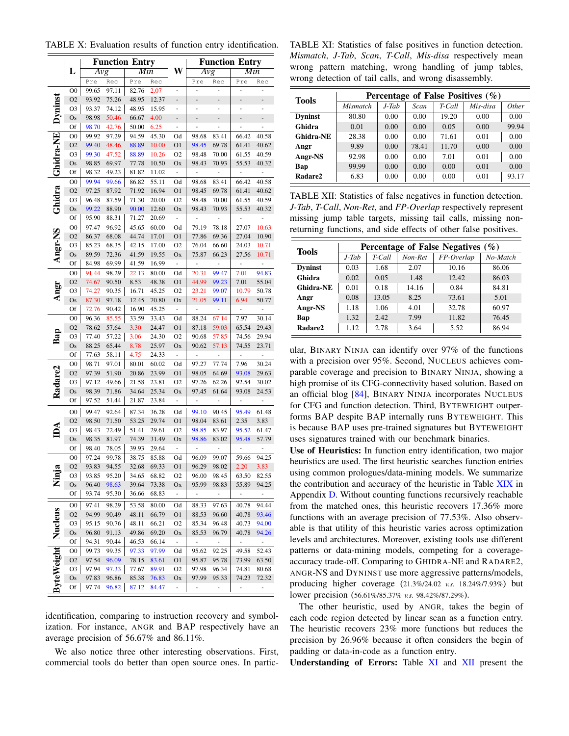TABLE X: Evaluation results of function entry identification.

| Tool | L | Function Entry Avg Pre | Avg Rec | Min Pre | Min Rec | W | Function Entry Avg Pre | Avg Rec | Min Pre | Min Rec |
|---|---|---|---|---|---|---|---|---|---|---|
| Dyninst | O0 | 99.65 | 97.11 | 82.76 | 2.07 | - | - | - | - | - |
| | O2 | 93.92 | 75.26 | 48.95 | 12.37 | - | - | - | - | - |
| | O3 | 93.37 | 74.12 | 48.95 | 15.95 | - | - | - | - | - |
| | Os | 98.98 | 50.46 | 66.67 | 4.00 | - | - | - | - | - |
| | Of | 98.70 | 42.76 | 50.00 | 6.25 | - | - | - | - | - |
| Ghidra-NE | O0 | 99.92 | 97.29 | 94.59 | 45.30 | Od | 98.68 | 83.41 | 66.42 | 40.58 |
| | O2 | 99.40 | 48.46 | 88.89 | 10.00 | O1 | 98.45 | 69.78 | 61.41 | 40.62 |
| | O3 | 99.30 | 47.52 | 88.89 | 10.26 | O2 | 98.48 | 70.00 | 61.55 | 40.59 |
| | Os | 98.85 | 69.97 | 77.78 | 10.50 | Ox | 98.43 | 70.93 | 55.53 | 40.32 |
| | Of | 98.32 | 49.23 | 81.82 | 11.02 | - | - | - | - | - |
| Ghidra | O0 | 99.94 | 99.66 | 86.82 | 55.11 | Od | 98.68 | 83.41 | 66.42 | 40.58 |
| | O2 | 97.25 | 87.92 | 71.92 | 16.94 | O1 | 98.45 | 69.78 | 61.41 | 40.62 |
| | O3 | 96.48 | 87.59 | 71.30 | 20.00 | O2 | 98.48 | 70.00 | 61.55 | 40.59 |
| | Os | 99.22 | 88.90 | 90.00 | 12.60 | Ox | 98.43 | 70.93 | 55.53 | 40.32 |
| | Of | 95.90 | 88.31 | 71.27 | 20.69 | - | - | - | - | - |
| Angr-NS | O0 | 97.47 | 96.92 | 45.65 | 60.00 | Od | 79.19 | 78.18 | 27.07 | 10.63 |
| | O2 | 86.37 | 68.08 | 44.74 | 17.01 | O1 | 77.86 | 69.36 | 27.04 | 10.90 |
| | O3 | 85.23 | 68.35 | 42.15 | 17.00 | O2 | 76.04 | 66.60 | 24.03 | 10.71 |
| | Os | 89.59 | 72.36 | 41.59 | 19.55 | Ox | 75.87 | 66.23 | 27.56 | 10.71 |
| | Of | 84.98 | 69.99 | 41.59 | 16.99 | - | - | - | - | - |
| Angr | O0 | 91.44 | 98.29 | 22.13 | 80.00 | Od | 20.31 | 99.47 | 7.01 | 94.83 |
| | O2 | 74.67 | 90.50 | 8.53 | 48.38 | O1 | 44.99 | 99.23 | 7.01 | 55.04 |
| | O3 | 74.27 | 90.35 | 16.71 | 45.25 | O2 | 23.21 | 99.07 | 10.79 | 50.78 |
| | Os | 87.30 | 97.18 | 12.45 | 70.80 | Ox | 21.05 | 99.11 | 6.94 | 50.77 |
| | Of | 72.76 | 90.42 | 16.90 | 45.25 | - | - | - | - | - |
| Bap | O0 | 96.36 | 85.55 | 33.59 | 33.43 | Od | 88.24 | 67.14 | 7.97 | 30.14 |
| | O2 | 78.62 | 57.64 | 3.30 | 24.47 | O1 | 87.18 | 59.03 | 65.54 | 29.43 |
| | O3 | 77.40 | 57.22 | 3.06 | 24.30 | O2 | 90.68 | 57.85 | 74.56 | 29.94 |
| | Os | 88.25 | 65.44 | 8.78 | 25.97 | Ox | 90.62 | 57.13 | 74.55 | 23.71 |
| | Of | 77.63 | 58.11 | 4.75 | 24.33 | - | - | - | - | - |
| Radare2 | O0 | 98.71 | 97.01 | 80.01 | 60.02 | Od | 97.27 | 77.74 | 7.96 | 30.24 |
| | O2 | 97.39 | 51.90 | 20.86 | 23.99 | O1 | 98.05 | 64.69 | 93.08 | 29.63 |
| | O3 | 97.12 | 49.66 | 21.58 | 23.81 | O2 | 97.26 | 62.26 | 92.54 | 30.02 |
| | Os | 98.39 | 71.86 | 34.64 | 25.34 | Ox | 97.45 | 61.64 | 93.08 | 24.53 |
| | Of | 97.52 | 51.44 | 21.87 | 23.84 | - | - | - | - | - |
| IDA | O0 | 99.47 | 92.64 | 87.34 | 36.28 | Od | 99.10 | 90.45 | 95.49 | 61.48 |
| | O2 | 98.50 | 71.50 | 53.25 | 29.74 | O1 | 98.04 | 83.61 | 2.35 | 3.83 |
| | O3 | 98.43 | 72.49 | 51.41 | 29.61 | O2 | 98.85 | 83.97 | 95.52 | 61.47 |
| | Os | 98.35 | 81.97 | 74.39 | 31.49 | Ox | 98.86 | 83.02 | 95.48 | 57.79 |
| | Of | 98.40 | 78.05 | 39.93 | 29.64 | - | - | - | - | - |
| Ninja | O0 | 97.24 | 99.78 | 38.75 | 85.88 | Od | 96.09 | 99.07 | 59.66 | 94.25 |
| | O2 | 93.83 | 94.55 | 32.68 | 69.33 | O1 | 96.29 | 98.02 | 2.20 | 3.83 |
| | O3 | 93.85 | 95.20 | 34.65 | 68.82 | O2 | 96.00 | 98.45 | 63.50 | 82.55 |
| | Os | 96.40 | 98.63 | 39.64 | 73.38 | Ox | 95.99 | 98.83 | 55.89 | 94.25 |
| | Of | 93.74 | 95.30 | 36.66 | 68.83 | - | - | - | - | - |
| Nucleus | O0 | 97.41 | 98.29 | 53.58 | 80.00 | Od | 88.33 | 97.63 | 40.78 | 94.44 |
| | O2 | 94.99 | 90.49 | 48.11 | 66.79 | O1 | 88.53 | 96.60 | 40.78 | 93.46 |
| | O3 | 95.15 | 90.76 | 48.11 | 66.21 | O2 | 85.34 | 96.48 | 40.73 | 94.00 |
| | Os | 96.80 | 91.13 | 49.86 | 69.20 | Ox | 85.53 | 96.79 | 40.78 | 94.26 |
| | Of | 94.31 | 90.44 | 46.53 | 66.14 | - | - | - | - | - |
| ByteWeight | O0 | 99.73 | 99.35 | 97.33 | 97.99 | Od | 95.62 | 92.25 | 49.58 | 52.43 |
| | O2 | 97.54 | 96.09 | 78.15 | 83.61 | O1 | 95.87 | 95.78 | 73.99 | 63.50 |
| | O3 | 97.94 | 97.33 | 77.67 | 89.91 | O2 | 97.98 | 96.34 | 74.81 | 80.68 |
| | Os | 97.83 | 96.86 | 85.38 | 76.83 | Ox | 97.99 | 95.33 | 74.23 | 72.32 |
| | Of | 97.74 | 96.82 | 87.12 | 84.47 | - | - | - | - | - |

identification, comparing to instruction recovery and symbolization. For instance, ANGR and BAP respectively have an average precision of 56.67% and 86.11%.

We also notice three other interesting observations. First, commercial tools do better than open source ones. In particular, BINARY NINJA can identify over 97% of the functions with a precision over 95%. Second, NUCLEUS achieves comparable coverage and precision to BINARY NINJA, showing a high promise of its CFG-connectivity based solution. Based on an official blog [84], BINARY NINJA incorporates NUCLEUS for CFG and function detection. Third, BYTEWEIGHT outperforms BAP despite BAP internally runs BYTEWEIGHT. This is because BAP uses pre-trained signatures but BYTEWEIGHT uses signatures trained with our benchmark binaries.

**Use of Heuristics:** In function entry identification, two major heuristics are used. The first heuristic searches function entries using common prologues/data-mining models. We summarize the contribution and accuracy of the heuristic in Table XIX in Appendix D. Without counting functions recursively reachable from the matched ones, this heuristic recovers 17.36% more functions with an average precision of 77.53%. Also observable is that utility of this heuristic varies across optimization levels and architectures. Moreover, existing tools use different patterns or data-mining models, competing for a coverage-accuracy trade-off. Comparing to GHIDRA-NE and RADARE2, ANGR-NS and DYNINST use more aggressive patterns/models, producing higher coverage (21.3%/24.02 *v.s.* 18.24%/7.93%) but lower precision (56.61%/85.37% *v.s.* 98.42%/87.29%).

The other heuristic, used by ANGR, takes the begin of each code region detected by linear scan as a function entry. The heuristic recovers 23% more functions but reduces the precision by 26.96% because it often considers the begin of padding or data-in-code as a function entry.

TABLE XI: Statistics of false positives in function detection. *Mismatch*, *J-Tab*, *Scan*, *T-Call*, *Mis-disa* respectively mean wrong pattern matching, wrong handling of jump tables, wrong detection of tail calls, and wrong disassembly.

| Tools | Percentage of False Positives (%) *Mismatch* | *J-Tab* | *Scan* | *T-Call* | *Mis-disa* | *Other* |
|---|---|---|---|---|---|---|
| Dyninst | 80.80 | 0.00 | 0.00 | 19.20 | 0.00 | 0.00 |
| Ghidra | 0.01 | 0.00 | 0.00 | 0.05 | 0.00 | 99.94 |
| Ghidra-NE | 28.38 | 0.00 | 0.00 | 71.61 | 0.01 | 0.00 |
| Angr | 9.89 | 0.00 | 78.41 | 11.70 | 0.00 | 0.00 |
| Angr-NS | 92.98 | 0.00 | 0.00 | 7.01 | 0.01 | 0.00 |
| Bap | 99.99 | 0.00 | 0.00 | 0.00 | 0.01 | 0.00 |
| Radare2 | 6.83 | 0.00 | 0.00 | 0.00 | 0.01 | 93.17 |

TABLE XII: Statistics of false negatives in function detection. *J-Tab*, *T-Call*, *Non-Ret*, and *FP-Overlap* respectively represent missing jump table targets, missing tail calls, missing non-returning functions, and side effects of other false positives.

| Tools | Percentage of False Negatives (%) *J-Tab* | *T-Call* | *Non-Ret* | *FP-Overlap* | *No-Match* |
|---|---|---|---|---|---|
| Dyninst | 0.03 | 1.68 | 2.07 | 10.16 | 86.06 |
| Ghidra | 0.02 | 0.05 | 1.48 | 12.42 | 86.03 |
| Ghidra-NE | 0.01 | 0.18 | 14.16 | 0.84 | 84.81 |
| Angr | 0.08 | 13.05 | 8.25 | 73.61 | 5.01 |
| Angr-NS | 1.18 | 1.06 | 4.01 | 32.78 | 60.97 |
| Bap | 1.32 | 2.42 | 7.99 | 11.82 | 76.45 |
| Radare2 | 1.12 | 2.78 | 3.64 | 5.52 | 86.94 |

**Understanding of Errors:** Table XI and XII present the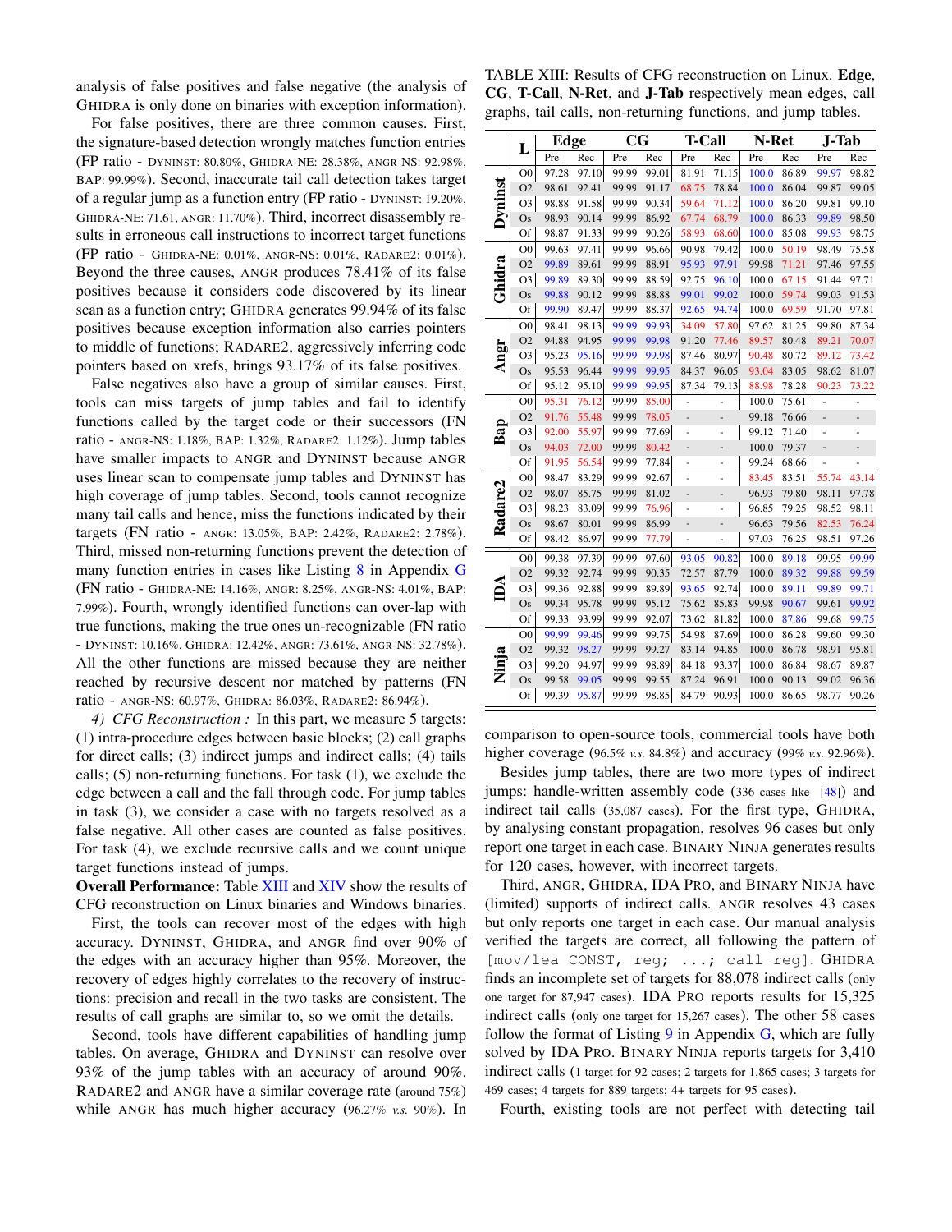analysis of false positives and false negative (the analysis of GHIDRA is only done on binaries with exception information).

For false positives, there are three common causes. First, the signature-based detection wrongly matches function entries (FP ratio - DYNINST: 80.80%, GHIDRA-NE: 28.38%, ANGR-NS: 92.98%, BAP: 99.99%). Second, inaccurate tail call detection takes target of a regular jump as a function entry (FP ratio - DYNINST: 19.20%, GHIDRA-NE: 71.61, ANGR: 11.70%). Third, incorrect disassembly results in erroneous call instructions to incorrect target functions (FP ratio - GHIDRA-NE: 0.01%, ANGR-NS: 0.01%, RADARE2: 0.01%). Beyond the three causes, ANGR produces 78.41% of its false positives because it considers code discovered by its linear scan as a function entry; GHIDRA generates 99.94% of its false positives because exception information also carries pointers to middle of functions; RADARE2, aggressively inferring code pointers based on xrefs, brings 93.17% of its false positives.

False negatives also have a group of similar causes. First, tools can miss targets of jump tables and fail to identify functions called by the target code or their successors (FN ratio - ANGR-NS: 1.18%, BAP: 1.32%, RADARE2: 1.12%). Jump tables have smaller impacts to ANGR and DYNINST because ANGR uses linear scan to compensate jump tables and DYNINST has high coverage of jump tables. Second, tools cannot recognize many tail calls and hence, miss the functions indicated by their targets (FN ratio - ANGR: 13.05%, BAP: 2.42%, RADARE2: 2.78%). Third, missed non-returning functions prevent the detection of many function entries in cases like Listing 8 in Appendix G (FN ratio - GHIDRA-NE: 14.16%, ANGR: 8.25%, ANGR-NS: 4.01%, BAP: 7.99%). Fourth, wrongly identified functions can over-lap with true functions, making the true ones un-recognizable (FN ratio - DYNINST: 10.16%, GHIDRA: 12.42%, ANGR: 73.61%, ANGR-NS: 32.78%). All the other functions are missed because they are neither reached by recursive descent nor matched by patterns (FN ratio - ANGR-NS: 60.97%, GHIDRA: 86.03%, RADARE2: 86.94%).

*4) CFG Reconstruction :* In this part, we measure 5 targets: (1) intra-procedure edges between basic blocks; (2) call graphs for direct calls; (3) indirect jumps and indirect calls; (4) tails calls; (5) non-returning functions. For task (1), we exclude the edge between a call and the fall through code. For jump tables in task (3), we consider a case with no targets resolved as a false negative. All other cases are counted as false positives. For task (4), we exclude recursive calls and we count unique target functions instead of jumps.

**Overall Performance:** Table XIII and XIV show the results of CFG reconstruction on Linux binaries and Windows binaries.

First, the tools can recover most of the edges with high accuracy. DYNINST, GHIDRA, and ANGR find over 90% of the edges with an accuracy higher than 95%. Moreover, the recovery of edges highly correlates to the recovery of instructions: precision and recall in the two tasks are consistent. The results of call graphs are similar to, so we omit the details.

Second, tools have different capabilities of handling jump tables. On average, GHIDRA and DYNINST can resolve over 93% of the jump tables with an accuracy of around 90%. RADARE2 and ANGR have a similar coverage rate (around 75%) while ANGR has much higher accuracy (96.27% *v.s.* 90%). In

TABLE XIII: Results of CFG reconstruction on Linux. **Edge**, **CG**, **T-Call**, **N-Ret**, and **J-Tab** respectively mean edges, call graphs, tail calls, non-returning functions, and jump tables.

| | L | Edge | | CG | | T-Call | | N-Ret | | J-Tab | |
|---|---|---|---|---|---|---|---|---|---|---|---|
| | | Pre | Rec | Pre | Rec | Pre | Rec | Pre | Rec | Pre | Rec |
| **Dyninst** | O0 | 97.28 | 97.10 | 99.99 | 99.01 | 81.91 | 71.15 | 100.0 | 86.89 | 99.97 | 98.82 |
| | O2 | 98.61 | 92.41 | 99.99 | 91.17 | 68.75 | 78.84 | 100.0 | 86.04 | 99.87 | 99.05 |
| | O3 | 98.88 | 91.58 | 99.99 | 90.34 | 59.64 | 71.12 | 100.0 | 86.20 | 99.81 | 99.10 |
| | Os | 98.93 | 90.14 | 99.99 | 86.92 | 67.74 | 68.79 | 100.0 | 86.33 | 99.89 | 98.50 |
| | Of | 98.87 | 91.33 | 99.99 | 90.26 | 58.93 | 68.60 | 100.0 | 85.08 | 99.93 | 98.75 |
| **Ghidra** | O0 | 99.63 | 97.41 | 99.99 | 96.66 | 90.98 | 79.42 | 100.0 | 50.19 | 98.49 | 75.58 |
| | O2 | 99.89 | 89.61 | 99.99 | 88.91 | 95.93 | 97.91 | 99.98 | 71.21 | 97.46 | 97.55 |
| | O3 | 99.89 | 89.30 | 99.99 | 88.59 | 92.75 | 96.10 | 100.0 | 67.15 | 91.44 | 97.71 |
| | Os | 99.88 | 90.12 | 99.99 | 88.88 | 99.01 | 99.02 | 100.0 | 59.74 | 99.03 | 91.53 |
| | Of | 99.90 | 89.47 | 99.99 | 88.37 | 92.65 | 94.74 | 100.0 | 69.59 | 91.70 | 97.81 |
| **Angr** | O0 | 98.41 | 98.13 | 99.99 | 99.93 | 34.09 | 57.80 | 97.62 | 81.25 | 99.80 | 87.34 |
| | O2 | 94.88 | 94.95 | 99.99 | 99.98 | 91.20 | 77.46 | 89.57 | 80.48 | 89.21 | 70.07 |
| | O3 | 95.23 | 95.16 | 99.99 | 99.98 | 87.46 | 80.97 | 90.48 | 80.72 | 89.12 | 73.42 |
| | Os | 95.53 | 96.44 | 99.99 | 99.95 | 84.37 | 96.05 | 93.04 | 83.05 | 98.62 | 81.07 |
| | Of | 95.12 | 95.10 | 99.99 | 99.95 | 87.34 | 79.13 | 88.98 | 78.28 | 90.23 | 73.22 |
| **Bap** | O0 | 95.31 | 76.12 | 99.99 | 85.00 | - | - | 100.0 | 75.61 | - | - |
| | O2 | 91.76 | 55.48 | 99.99 | 78.05 | - | - | 99.18 | 76.66 | - | - |
| | O3 | 92.00 | 55.97 | 99.99 | 77.69 | - | - | 99.12 | 71.40 | - | - |
| | Os | 94.03 | 72.00 | 99.99 | 80.42 | - | - | 100.0 | 79.37 | - | - |
| | Of | 91.95 | 56.54 | 99.99 | 77.84 | - | - | 99.24 | 68.66 | - | - |
| **Radare2** | O0 | 98.47 | 83.29 | 99.99 | 92.67 | - | - | 83.45 | 83.51 | 55.74 | 43.14 |
| | O2 | 98.07 | 85.75 | 99.99 | 81.02 | - | - | 96.93 | 79.80 | 98.11 | 97.78 |
| | O3 | 98.23 | 83.09 | 99.99 | 76.96 | - | - | 96.85 | 79.25 | 98.52 | 98.11 |
| | Os | 98.67 | 80.01 | 99.99 | 86.99 | - | - | 96.63 | 79.56 | 82.53 | 76.24 |
| | Of | 98.42 | 86.97 | 99.99 | 77.79 | - | - | 97.03 | 76.25 | 98.51 | 97.26 |
| **IDA** | O0 | 99.38 | 97.39 | 99.99 | 97.60 | 93.05 | 90.82 | 100.0 | 89.18 | 99.95 | 99.99 |
| | O2 | 99.32 | 92.74 | 99.99 | 90.35 | 72.57 | 87.79 | 100.0 | 89.32 | 99.88 | 99.59 |
| | O3 | 99.36 | 92.88 | 99.99 | 89.89 | 93.65 | 92.74 | 100.0 | 89.11 | 99.89 | 99.71 |
| | Os | 99.34 | 95.78 | 99.99 | 95.12 | 75.62 | 85.83 | 99.98 | 90.67 | 99.61 | 99.92 |
| | Of | 99.33 | 93.99 | 99.99 | 92.07 | 73.62 | 81.82 | 100.0 | 87.86 | 99.68 | 99.75 |
| **Ninja** | O0 | 99.99 | 99.46 | 99.99 | 99.75 | 54.98 | 87.69 | 100.0 | 86.28 | 99.60 | 99.30 |
| | O2 | 99.32 | 98.27 | 99.99 | 99.27 | 83.14 | 94.85 | 100.0 | 86.78 | 98.91 | 95.81 |
| | O3 | 99.20 | 94.97 | 99.99 | 98.89 | 84.18 | 93.37 | 100.0 | 86.84 | 98.67 | 89.87 |
| | Os | 99.58 | 99.05 | 99.99 | 99.55 | 87.24 | 96.91 | 100.0 | 90.13 | 99.02 | 96.36 |
| | Of | 99.39 | 95.87 | 99.99 | 98.85 | 84.79 | 90.93 | 100.0 | 86.65 | 98.77 | 90.26 |

comparison to open-source tools, commercial tools have both higher coverage (96.5% *v.s.* 84.8%) and accuracy (99% *v.s.* 92.96%).

Besides jump tables, there are two more types of indirect jumps: handle-written assembly code (336 cases like [48]) and indirect tail calls (35,087 cases). For the first type, GHIDRA, by analysing constant propagation, resolves 96 cases but only report one target in each case. BINARY NINJA generates results for 120 cases, however, with incorrect targets.

Third, ANGR, GHIDRA, IDA PRO, and BINARY NINJA have (limited) supports of indirect calls. ANGR resolves 43 cases but only reports one target in each case. Our manual analysis verified the targets are correct, all following the pattern of `[mov/lea CONST, reg; ...; call reg]`. GHIDRA finds an incomplete set of targets for 88,078 indirect calls (only one target for 87,947 cases). IDA PRO reports results for 15,325 indirect calls (only one target for 15,267 cases). The other 58 cases follow the format of Listing 9 in Appendix G, which are fully solved by IDA PRO. BINARY NINJA reports targets for 3,410 indirect calls (1 target for 92 cases; 2 targets for 1,865 cases; 3 targets for 469 cases; 4 targets for 889 targets; 4+ targets for 95 cases).

Fourth, existing tools are not perfect with detecting tail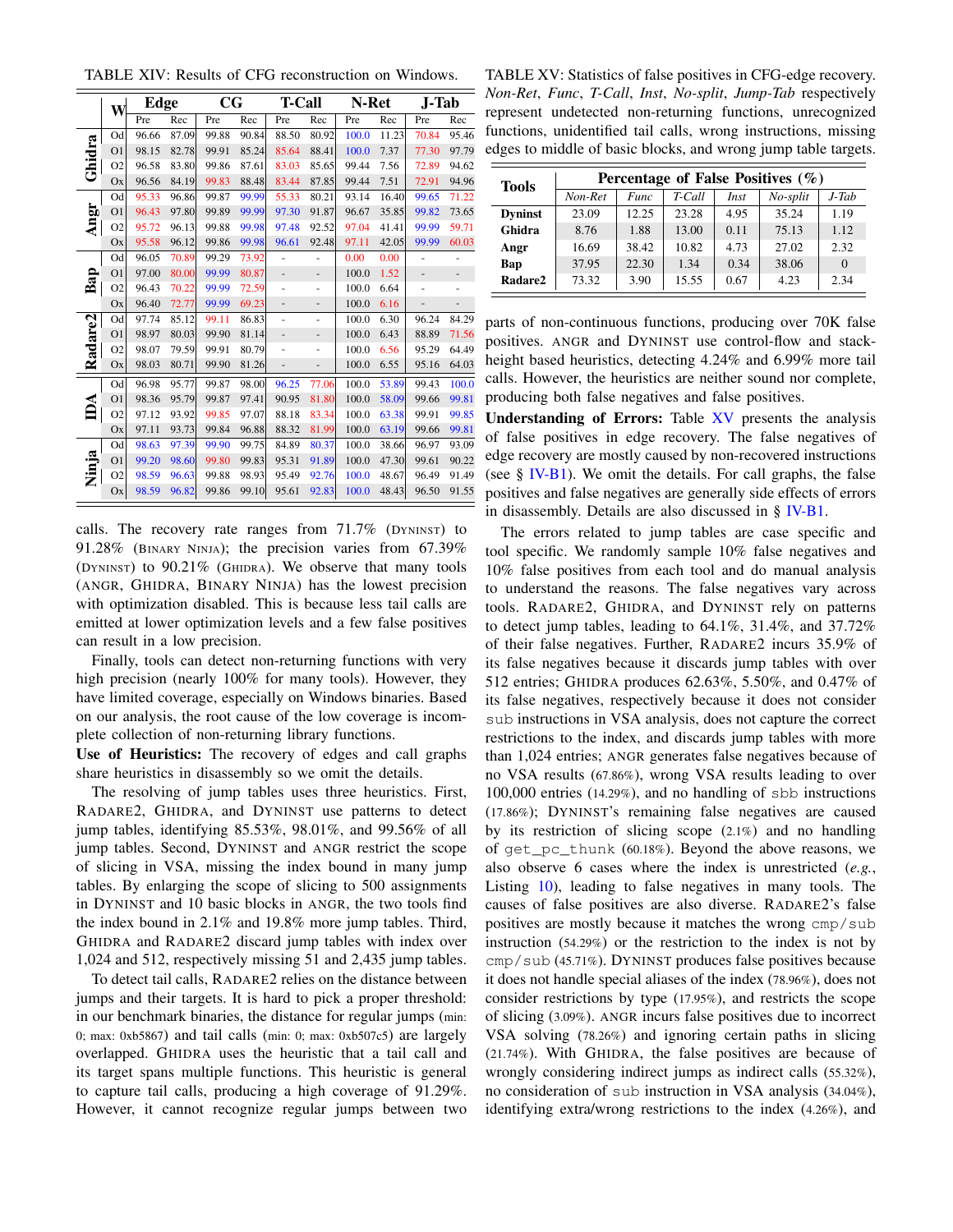TABLE XIV: Results of CFG reconstruction on Windows.

| | W | Edge | | CG | | T-Call | | N-Ret | | J-Tab | |
|---|---|---|---|---|---|---|---|---|---|---|---|
| | | Pre | Rec | Pre | Rec | Pre | Rec | Pre | Rec | Pre | Rec |
| Ghidra | Od | 96.66 | 87.09 | 99.88 | 90.84 | 88.50 | 80.92 | 100.0 | 11.23 | 70.84 | 95.46 |
| | O1 | 98.15 | 82.78 | 99.91 | 85.24 | 85.64 | 88.41 | 100.0 | 7.37 | 77.30 | 97.79 |
| | O2 | 96.58 | 83.80 | 99.86 | 87.61 | 83.03 | 85.65 | 99.44 | 7.56 | 72.89 | 94.62 |
| | Ox | 96.56 | 84.19 | 99.83 | 88.48 | 83.44 | 87.85 | 99.44 | 7.51 | 72.91 | 94.96 |
| Angr | Od | 95.33 | 96.86 | 99.87 | 99.99 | 55.33 | 80.21 | 93.14 | 16.40 | 99.65 | 71.22 |
| | O1 | 96.43 | 97.80 | 99.89 | 99.99 | 97.30 | 91.87 | 96.67 | 35.85 | 99.82 | 73.65 |
| | O2 | 95.72 | 96.13 | 99.88 | 99.98 | 97.48 | 92.52 | 97.04 | 41.41 | 99.99 | 59.71 |
| | Ox | 95.58 | 96.12 | 99.86 | 99.98 | 96.61 | 92.48 | 97.11 | 42.05 | 99.99 | 60.03 |
| Bap | Od | 96.05 | 70.89 | 99.29 | 73.92 | - | - | 0.00 | 0.00 | - | - |
| | O1 | 97.00 | 80.00 | 99.99 | 80.87 | - | - | 100.0 | 1.52 | - | - |
| | O2 | 96.43 | 70.22 | 99.99 | 72.59 | - | - | 100.0 | 6.64 | - | - |
| | Ox | 96.40 | 72.77 | 99.99 | 69.23 | - | - | 100.0 | 6.16 | - | - |
| Radare2 | Od | 97.74 | 85.12 | 99.11 | 86.83 | - | - | 100.0 | 6.30 | 96.24 | 84.29 |
| | O1 | 98.97 | 80.03 | 99.90 | 81.14 | - | - | 100.0 | 6.43 | 88.89 | 71.56 |
| | O2 | 98.07 | 79.59 | 99.91 | 80.79 | - | - | 100.0 | 6.56 | 95.29 | 64.49 |
| | Ox | 98.03 | 80.71 | 99.90 | 81.26 | - | - | 100.0 | 6.55 | 95.16 | 64.03 |
| IDA | Od | 96.98 | 95.77 | 99.87 | 98.00 | 96.25 | 77.06 | 100.0 | 53.89 | 99.43 | 100.0 |
| | O1 | 98.36 | 95.79 | 99.87 | 97.41 | 90.95 | 81.80 | 100.0 | 58.09 | 99.66 | 99.81 |
| | O2 | 97.12 | 93.92 | 99.85 | 97.07 | 88.18 | 83.34 | 100.0 | 63.38 | 99.91 | 99.85 |
| | Ox | 97.11 | 93.73 | 99.84 | 96.88 | 88.32 | 81.99 | 100.0 | 63.19 | 99.66 | 99.81 |
| Ninja | Od | 98.63 | 97.39 | 99.90 | 99.75 | 84.89 | 80.37 | 100.0 | 38.66 | 96.97 | 93.09 |
| | O1 | 99.20 | 98.60 | 99.80 | 99.83 | 95.31 | 91.89 | 100.0 | 47.30 | 99.61 | 90.22 |
| | O2 | 98.59 | 96.63 | 99.88 | 98.93 | 95.49 | 92.76 | 100.0 | 48.67 | 96.49 | 91.49 |
| | Ox | 98.59 | 96.82 | 99.86 | 99.10 | 95.61 | 92.83 | 100.0 | 48.43 | 96.50 | 91.55 |

calls. The recovery rate ranges from 71.7% (DYNINST) to 91.28% (BINARY NINJA); the precision varies from 67.39% (DYNINST) to 90.21% (GHIDRA). We observe that many tools (ANGR, GHIDRA, BINARY NINJA) has the lowest precision with optimization disabled. This is because less tail calls are emitted at lower optimization levels and a few false positives can result in a low precision.

Finally, tools can detect non-returning functions with very high precision (nearly 100% for many tools). However, they have limited coverage, especially on Windows binaries. Based on our analysis, the root cause of the low coverage is incomplete collection of non-returning library functions.

**Use of Heuristics:** The recovery of edges and call graphs share heuristics in disassembly so we omit the details.

The resolving of jump tables uses three heuristics. First, RADARE2, GHIDRA, and DYNINST use patterns to detect jump tables, identifying 85.53%, 98.01%, and 99.56% of all jump tables. Second, DYNINST and ANGR restrict the scope of slicing in VSA, missing the index bound in many jump tables. By enlarging the scope of slicing to 500 assignments in DYNINST and 10 basic blocks in ANGR, the two tools find the index bound in 2.1% and 19.8% more jump tables. Third, GHIDRA and RADARE2 discard jump tables with index over 1,024 and 512, respectively missing 51 and 2,435 jump tables.

To detect tail calls, RADARE2 relies on the distance between jumps and their targets. It is hard to pick a proper threshold: in our benchmark binaries, the distance for regular jumps (min: 0; max: 0xb5867) and tail calls (min: 0; max: 0xb507c5) are largely overlapped. GHIDRA uses the heuristic that a tail call and its target spans multiple functions. This heuristic is general to capture tail calls, producing a high coverage of 91.29%. However, it cannot recognize regular jumps between two parts of non-continuous functions, producing over 70K false positives. ANGR and DYNINST use control-flow and stack-height based heuristics, detecting 4.24% and 6.99% more tail calls. However, the heuristics are neither sound nor complete, producing both false negatives and false positives.

TABLE XV: Statistics of false positives in CFG-edge recovery. *Non-Ret*, *Func*, *T-Call*, *Inst*, *No-split*, *Jump-Tab* respectively represent undetected non-returning functions, unrecognized functions, unidentified tail calls, wrong instructions, missing edges to middle of basic blocks, and wrong jump table targets.

| Tools | Percentage of False Positives (%) | | | | | |
|---|---|---|---|---|---|---|
| | *Non-Ret* | *Func* | *T-Call* | *Inst* | *No-split* | *J-Tab* |
| **Dyninst** | 23.09 | 12.25 | 23.28 | 4.95 | 35.24 | 1.19 |
| **Ghidra** | 8.76 | 1.88 | 13.00 | 0.11 | 75.13 | 1.12 |
| **Angr** | 16.69 | 38.42 | 10.82 | 4.73 | 27.02 | 2.32 |
| **Bap** | 37.95 | 22.30 | 1.34 | 0.34 | 38.06 | 0 |
| **Radare2** | 73.32 | 3.90 | 15.55 | 0.67 | 4.23 | 2.34 |

**Understanding of Errors:** Table XV presents the analysis of false positives in edge recovery. The false negatives of edge recovery are mostly caused by non-recovered instructions (see § IV-B1). We omit the details. For call graphs, the false positives and false negatives are generally side effects of errors in disassembly. Details are also discussed in § IV-B1.

The errors related to jump tables are case specific and tool specific. We randomly sample 10% false negatives and 10% false positives from each tool and do manual analysis to understand the reasons. The false negatives vary across tools. RADARE2, GHIDRA, and DYNINST rely on patterns to detect jump tables, leading to 64.1%, 31.4%, and 37.72% of their false negatives. Further, RADARE2 incurs 35.9% of its false negatives because it discards jump tables with over 512 entries; GHIDRA produces 62.63%, 5.50%, and 0.47% of its false negatives, respectively because it does not consider `sub` instructions in VSA analysis, does not capture the correct restrictions to the index, and discards jump tables with more than 1,024 entries; ANGR generates false negatives because of no VSA results (67.86%), wrong VSA results leading to over 100,000 entries (14.29%), and no handling of `sbb` instructions (17.86%); DYNINST's remaining false negatives are caused by its restriction of slicing scope (2.1%) and no handling of `get_pc_thunk` (60.18%). Beyond the above reasons, we also observe 6 cases where the index is unrestricted (*e.g.*, Listing 10), leading to false negatives in many tools. The causes of false positives are also diverse. RADARE2's false positives are mostly because it matches the wrong `cmp/sub` instruction (54.29%) or the restriction to the index is not by `cmp/sub` (45.71%). DYNINST produces false positives because it does not handle special aliases of the index (78.96%), does not consider restrictions by type (17.95%), and restricts the scope of slicing (3.09%). ANGR incurs false positives due to incorrect VSA solving (78.26%) and ignoring certain paths in slicing (21.74%). With GHIDRA, the false positives are because of wrongly considering indirect jumps as indirect calls (55.32%), no consideration of `sub` instruction in VSA analysis (34.04%), identifying extra/wrong restrictions to the index (4.26%), and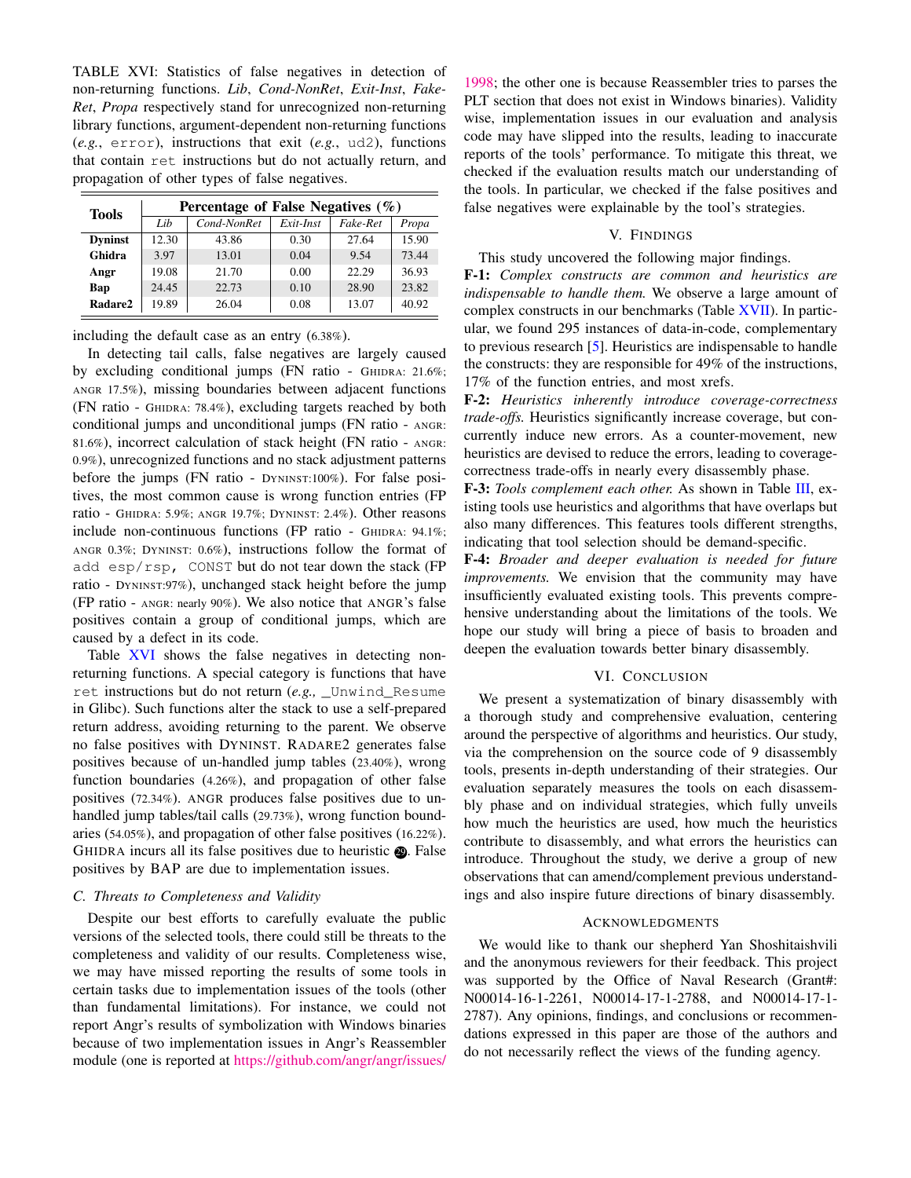TABLE XVI: Statistics of false negatives in detection of non-returning functions. *Lib*, *Cond-NonRet*, *Exit-Inst*, *Fake-Ret*, *Propa* respectively stand for unrecognized non-returning library functions, argument-dependent non-returning functions (*e.g.*, `error`), instructions that exit (*e.g.*, `ud2`), functions that contain `ret` instructions but do not actually return, and propagation of other types of false negatives.

| Tools | Percentage of False Negatives (%) | | | | |
|---|---|---|---|---|---|
| | *Lib* | *Cond-NonRet* | *Exit-Inst* | *Fake-Ret* | *Propa* |
| **Dyninst** | 12.30 | 43.86 | 0.30 | 27.64 | 15.90 |
| **Ghidra** | 3.97 | 13.01 | 0.04 | 9.54 | 73.44 |
| **Angr** | 19.08 | 21.70 | 0.00 | 22.29 | 36.93 |
| **Bap** | 24.45 | 22.73 | 0.10 | 28.90 | 23.82 |
| **Radare2** | 19.89 | 26.04 | 0.08 | 13.07 | 40.92 |

including the default case as an entry (6.38%).

In detecting tail calls, false negatives are largely caused by excluding conditional jumps (FN ratio - GHIDRA: 21.6%; ANGR 17.5%), missing boundaries between adjacent functions (FN ratio - GHIDRA: 78.4%), excluding targets reached by both conditional jumps and unconditional jumps (FN ratio - ANGR: 81.6%), incorrect calculation of stack height (FN ratio - ANGR: 0.9%), unrecognized functions and no stack adjustment patterns before the jumps (FN ratio - DYNINST:100%). For false positives, the most common cause is wrong function entries (FP ratio - GHIDRA: 5.9%; ANGR 19.7%; DYNINST: 2.4%). Other reasons include non-continuous functions (FP ratio - GHIDRA: 94.1%; ANGR 0.3%; DYNINST: 0.6%), instructions follow the format of `add esp/rsp, CONST` but do not tear down the stack (FP ratio - DYNINST:97%), unchanged stack height before the jump (FP ratio - ANGR: nearly 90%). We also notice that ANGR's false positives contain a group of conditional jumps, which are caused by a defect in its code.

Table XVI shows the false negatives in detecting non-returning functions. A special category is functions that have `ret` instructions but do not return (*e.g.,* `_Unwind_Resume` in Glibc). Such functions alter the stack to use a self-prepared return address, avoiding returning to the parent. We observe no false positives with DYNINST. RADARE2 generates false positives because of un-handled jump tables (23.40%), wrong function boundaries (4.26%), and propagation of other false positives (72.34%). ANGR produces false positives due to un-handled jump tables/tail calls (29.73%), wrong function boundaries (54.05%), and propagation of other false positives (16.22%). GHIDRA incurs all its false positives due to heuristic ㉙. False positives by BAP are due to implementation issues.

### C. Threats to Completeness and Validity

Despite our best efforts to carefully evaluate the public versions of the selected tools, there could still be threats to the completeness and validity of our results. Completeness wise, we may have missed reporting the results of some tools in certain tasks due to implementation issues of the tools (other than fundamental limitations). For instance, we could not report Angr's results of symbolization with Windows binaries because of two implementation issues in Angr's Reassembler module (one is reported at https://github.com/angr/angr/issues/1998; the other one is because Reassembler tries to parses the PLT section that does not exist in Windows binaries). Validity wise, implementation issues in our evaluation and analysis code may have slipped into the results, leading to inaccurate reports of the tools' performance. To mitigate this threat, we checked if the evaluation results match our understanding of the tools. In particular, we checked if the false positives and false negatives were explainable by the tool's strategies.

## V. FINDINGS

This study uncovered the following major findings.

**F-1:** *Complex constructs are common and heuristics are indispensable to handle them.* We observe a large amount of complex constructs in our benchmarks (Table XVII). In particular, we found 295 instances of data-in-code, complementary to previous research [5]. Heuristics are indispensable to handle the constructs: they are responsible for 49% of the instructions, 17% of the function entries, and most xrefs.

**F-2:** *Heuristics inherently introduce coverage-correctness trade-offs.* Heuristics significantly increase coverage, but concurrently induce new errors. As a counter-movement, new heuristics are devised to reduce the errors, leading to coverage-correctness trade-offs in nearly every disassembly phase.

**F-3:** *Tools complement each other.* As shown in Table III, existing tools use heuristics and algorithms that have overlaps but also many differences. This features tools different strengths, indicating that tool selection should be demand-specific.

**F-4:** *Broader and deeper evaluation is needed for future improvements.* We envision that the community may have insufficiently evaluated existing tools. This prevents comprehensive understanding about the limitations of the tools. We hope our study will bring a piece of basis to broaden and deepen the evaluation towards better binary disassembly.

## VI. CONCLUSION

We present a systematization of binary disassembly with a thorough study and comprehensive evaluation, centering around the perspective of algorithms and heuristics. Our study, via the comprehension on the source code of 9 disassembly tools, presents in-depth understanding of their strategies. Our evaluation separately measures the tools on each disassembly phase and on individual strategies, which fully unveils how much the heuristics are used, how much the heuristics contribute to disassembly, and what errors the heuristics can introduce. Throughout the study, we derive a group of new observations that can amend/complement previous understandings and also inspire future directions of binary disassembly.

## ACKNOWLEDGMENTS

We would like to thank our shepherd Yan Shoshitaishvili and the anonymous reviewers for their feedback. This project was supported by the Office of Naval Research (Grant#: N00014-16-1-2261, N00014-17-1-2788, and N00014-17-1-2787). Any opinions, findings, and conclusions or recommendations expressed in this paper are those of the authors and do not necessarily reflect the views of the funding agency.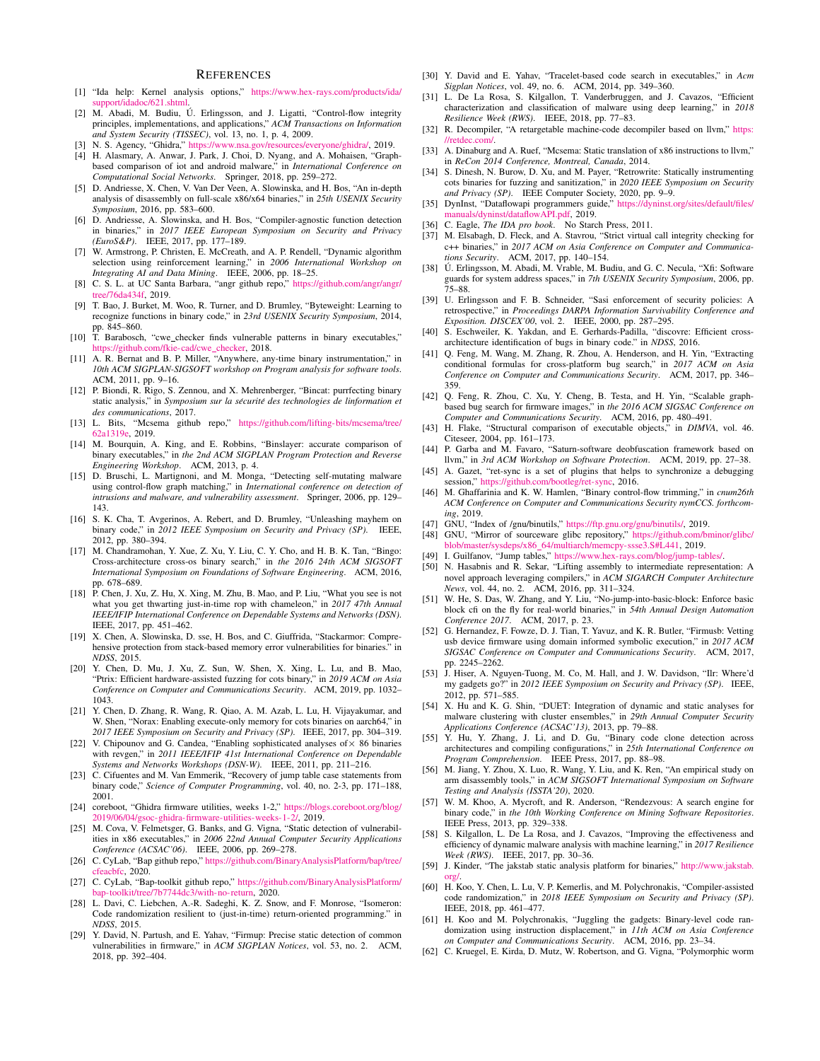# References

[1] "Ida help: Kernel analysis options," https://www.hex-rays.com/products/ida/support/idadoc/621.shtml.

[2] M. Abadi, M. Budiu, Ú. Erlingsson, and J. Ligatti, "Control-flow integrity principles, implementations, and applications," *ACM Transactions on Information and System Security (TISSEC)*, vol. 13, no. 1, p. 4, 2009.

[3] N. S. Agency, "Ghidra," https://www.nsa.gov/resources/everyone/ghidra/, 2019.

[4] H. Alasmary, A. Anwar, J. Park, J. Choi, D. Nyang, and A. Mohaisen, "Graph-based comparison of iot and android malware," in *International Conference on Computational Social Networks*. Springer, 2018, pp. 259–272.

[5] D. Andriesse, X. Chen, V. Van Der Veen, A. Slowinska, and H. Bos, "An in-depth analysis of disassembly on full-scale x86/x64 binaries," in *25th USENIX Security Symposium*, 2016, pp. 583–600.

[6] D. Andriesse, A. Slowinska, and H. Bos, "Compiler-agnostic function detection in binaries," in *2017 IEEE European Symposium on Security and Privacy (EuroS&P)*. IEEE, 2017, pp. 177–189.

[7] W. Armstrong, P. Christen, E. McCreath, and A. P. Rendell, "Dynamic algorithm selection using reinforcement learning," in *2006 International Workshop on Integrating AI and Data Mining*. IEEE, 2006, pp. 18–25.

[8] C. S. L. at UC Santa Barbara, "angr github repo," https://github.com/angr/angr/tree/76da434f, 2019.

[9] T. Bao, J. Burket, M. Woo, R. Turner, and D. Brumley, "Byteweight: Learning to recognize functions in binary code," in *23rd USENIX Security Symposium*, 2014, pp. 845–860.

[10] T. Barabosch, "cwe_checker finds vulnerable patterns in binary executables," https://github.com/fkie-cad/cwe_checker, 2018.

[11] A. R. Bernat and B. P. Miller, "Anywhere, any-time binary instrumentation," in *10th ACM SIGPLAN-SIGSOFT workshop on Program analysis for software tools*. ACM, 2011, pp. 9–16.

[12] P. Biondi, R. Rigo, S. Zennou, and X. Mehrenberger, "Bincat: purrfecting binary static analysis," in *Symposium sur la sécurité des technologies de linformation et des communications*, 2017.

[13] L. Bits, "Mcsema github repo," https://github.com/lifting-bits/mcsema/tree/62a1319e, 2019.

[14] M. Bourquin, A. King, and E. Robbins, "Binslayer: accurate comparison of binary executables," in *the 2nd ACM SIGPLAN Program Protection and Reverse Engineering Workshop*. ACM, 2013, p. 4.

[15] D. Bruschi, L. Martignoni, and M. Monga, "Detecting self-mutating malware using control-flow graph matching," in *International conference on detection of intrusions and malware, and vulnerability assessment*. Springer, 2006, pp. 129–143.

[16] S. K. Cha, T. Avgerinos, A. Rebert, and D. Brumley, "Unleashing mayhem on binary code," in *2012 IEEE Symposium on Security and Privacy (SP)*. IEEE, 2012, pp. 380–394.

[17] M. Chandramohan, Y. Xue, Z. Xu, Y. Liu, C. Y. Cho, and H. B. K. Tan, "Bingo: Cross-architecture cross-os binary search," in *the 2016 24th ACM SIGSOFT International Symposium on Foundations of Software Engineering*. ACM, 2016, pp. 678–689.

[18] P. Chen, J. Xu, Z. Hu, X. Xing, M. Zhu, B. Mao, and P. Liu, "What you see is not what you get thwarting just-in-time rop with chameleon," in *2017 47th Annual IEEE/IFIP International Conference on Dependable Systems and Networks (DSN)*. IEEE, 2017, pp. 451–462.

[19] X. Chen, A. Slowinska, D. sse, H. Bos, and C. Giuffrida, "Stackarmor: Comprehensive protection from stack-based memory error vulnerabilities for binaries." in *NDSS*, 2015.

[20] Y. Chen, D. Mu, J. Xu, Z. Sun, W. Shen, X. Xing, L. Lu, and B. Mao, "Ptrix: Efficient hardware-assisted fuzzing for cots binary," in *2019 ACM on Asia Conference on Computer and Communications Security*. ACM, 2019, pp. 1032–1043.

[21] Y. Chen, D. Zhang, R. Wang, R. Qiao, A. M. Azab, L. Lu, H. Vijayakumar, and W. Shen, "Norax: Enabling execute-only memory for cots binaries on aarch64," in *2017 IEEE Symposium on Security and Privacy (SP)*. IEEE, 2017, pp. 304–319.

[22] V. Chipounov and G. Candea, "Enabling sophisticated analyses of× 86 binaries with revgen," in *2011 IEEE/IFIP 41st International Conference on Dependable Systems and Networks Workshops (DSN-W)*. IEEE, 2011, pp. 211–216.

[23] C. Cifuentes and M. Van Emmerik, "Recovery of jump table case statements from binary code," *Science of Computer Programming*, vol. 40, no. 2-3, pp. 171–188, 2001.

[24] coreboot, "Ghidra firmware utilities, weeks 1-2," https://blogs.coreboot.org/blog/2019/06/04/gsoc-ghidra-firmware-utilities-weeks-1-2/, 2019.

[25] M. Cova, V. Felmetsger, G. Banks, and G. Vigna, "Static detection of vulnerabilities in x86 executables," in *2006 22nd Annual Computer Security Applications Conference (ACSAC'06)*. IEEE, 2006, pp. 269–278.

[26] C. CyLab, "Bap github repo," https://github.com/BinaryAnalysisPlatform/bap/tree/cfeacbfc, 2020.

[27] C. CyLab, "Bap-toolkit github repo," https://github.com/BinaryAnalysisPlatform/bap-toolkit/tree/7b7744dc3/with-no-return, 2020.

[28] L. Davi, C. Liebchen, A.-R. Sadeghi, K. Z. Snow, and F. Monrose, "Isomeron: Code randomization resilient to (just-in-time) return-oriented programming." in *NDSS*, 2015.

[29] Y. David, N. Partush, and E. Yahav, "Firmup: Precise static detection of common vulnerabilities in firmware," in *ACM SIGPLAN Notices*, vol. 53, no. 2. ACM, 2018, pp. 392–404.

[30] Y. David and E. Yahav, "Tracelet-based code search in executables," in *Acm Sigplan Notices*, vol. 49, no. 6. ACM, 2014, pp. 349–360.

[31] L. De La Rosa, S. Kilgallon, T. Vanderbruggen, and J. Cavazos, "Efficient characterization and classification of malware using deep learning," in *2018 Resilience Week (RWS)*. IEEE, 2018, pp. 77–83.

[32] R. Decompiler, "A retargetable machine-code decompiler based on llvm," https://retdec.com/.

[33] A. Dinaburg and A. Ruef, "Mcsema: Static translation of x86 instructions to llvm," in *ReCon 2014 Conference, Montreal, Canada*, 2014.

[34] S. Dinesh, N. Burow, D. Xu, and M. Payer, "Retrowrite: Statically instrumenting cots binaries for fuzzing and sanitization," in *2020 IEEE Symposium on Security and Privacy (SP)*. IEEE Computer Society, 2020, pp. 9–9.

[35] DynInst, "Dataflowapi programmers guide," https://dyninst.org/sites/default/files/manuals/dyninst/dataflowAPI.pdf, 2019.

[36] C. Eagle, *The IDA pro book*. No Starch Press, 2011.

[37] M. Elsabagh, D. Fleck, and A. Stavrou, "Strict virtual call integrity checking for c++ binaries," in *2017 ACM on Asia Conference on Computer and Communications Security*. ACM, 2017, pp. 140–154.

[38] Ú. Erlingsson, M. Abadi, M. Vrable, M. Budiu, and G. C. Necula, "Xfi: Software guards for system address spaces," in *7th USENIX Security Symposium*, 2006, pp. 75–88.

[39] U. Erlingsson and F. B. Schneider, "Sasi enforcement of security policies: A retrospective," in *Proceedings DARPA Information Survivability Conference and Exposition. DISCEX'00*, vol. 2. IEEE, 2000, pp. 287–295.

[40] S. Eschweiler, K. Yakdan, and E. Gerhards-Padilla, "discovre: Efficient cross-architecture identification of bugs in binary code." in *NDSS*, 2016.

[41] Q. Feng, M. Wang, M. Zhang, R. Zhou, A. Henderson, and H. Yin, "Extracting conditional formulas for cross-platform bug search," in *2017 ACM on Asia Conference on Computer and Communications Security*. ACM, 2017, pp. 346–359.

[42] Q. Feng, R. Zhou, C. Xu, Y. Cheng, B. Testa, and H. Yin, "Scalable graph-based bug search for firmware images," in *the 2016 ACM SIGSAC Conference on Computer and Communications Security*. ACM, 2016, pp. 480–491.

[43] H. Flake, "Structural comparison of executable objects," in *DIMVA*, vol. 46. Citeseer, 2004, pp. 161–173.

[44] P. Garba and M. Favaro, "Saturn-software deobfuscation framework based on llvm," in *3rd ACM Workshop on Software Protection*. ACM, 2019, pp. 27–38.

[45] A. Gazet, "ret-sync is a set of plugins that helps to synchronize a debugging session," https://github.com/bootleg/ret-sync, 2016.

[46] M. Ghaffarinia and K. W. Hamlen, "Binary control-flow trimming," in *cnum26th ACM Conference on Computer and Communications Security nymCCS. forthcoming*, 2019.

[47] GNU, "Index of /gnu/binutils/," https://ftp.gnu.org/gnu/binutils/, 2019.

[48] GNU, "Mirror of sourceware glibc repository," https://github.com/bminor/glibc/blob/master/sysdeps/x86_64/multiarch/memcpy-ssse3.S#L441, 2019.

[49] I. Guilfanov, "Jump tables," https://www.hex-rays.com/blog/jump-tables/.

[50] N. Hasabnis and R. Sekar, "Lifting assembly to intermediate representation: A novel approach leveraging compilers," in *ACM SIGARCH Computer Architecture News*, vol. 44, no. 2. ACM, 2016, pp. 311–324.

[51] W. He, S. Das, W. Zhang, and Y. Liu, "No-jump-into-basic-block: Enforce basic block cfi on the fly for real-world binaries," in *54th Annual Design Automation Conference 2017*. ACM, 2017, p. 23.

[52] G. Hernandez, F. Fowze, D. J. Tian, T. Yavuz, and K. R. Butler, "Firmusb: Vetting usb device firmware using domain informed symbolic execution," in *2017 ACM SIGSAC Conference on Computer and Communications Security*. ACM, 2017, pp. 2245–2262.

[53] J. Hiser, A. Nguyen-Tuong, M. Co, M. Hall, and J. W. Davidson, "Ilr: Where'd my gadgets go?" in *2012 IEEE Symposium on Security and Privacy (SP)*. IEEE, 2012, pp. 571–585.

[54] X. Hu and K. G. Shin, "DUET: Integration of dynamic and static analyses for malware clustering with cluster ensembles," in *29th Annual Computer Security Applications Conference (ACSAC'13)*, 2013, pp. 79–88.

[55] Y. Hu, Y. Zhang, J. Li, and D. Gu, "Binary code clone detection across architectures and compiling configurations," in *25th International Conference on Program Comprehension*. IEEE Press, 2017, pp. 88–98.

[56] M. Jiang, Y. Zhou, X. Luo, R. Wang, Y. Liu, and K. Ren, "An empirical study on arm disassembly tools," in *ACM SIGSOFT International Symposium on Software Testing and Analysis (ISSTA'20)*, 2020.

[57] W. M. Khoo, A. Mycroft, and R. Anderson, "Rendezvous: A search engine for binary code," in *the 10th Working Conference on Mining Software Repositories*. IEEE Press, 2013, pp. 329–338.

[58] S. Kilgallon, L. De La Rosa, and J. Cavazos, "Improving the effectiveness and efficiency of dynamic malware analysis with machine learning," in *2017 Resilience Week (RWS)*. IEEE, 2017, pp. 30–36.

[59] J. Kinder, "The jakstab static analysis platform for binaries," http://www.jakstab.org/.

[60] H. Koo, Y. Chen, L. Lu, V. P. Kemerlis, and M. Polychronakis, "Compiler-assisted code randomization," in *2018 IEEE Symposium on Security and Privacy (SP)*. IEEE, 2018, pp. 461–477.

[61] H. Koo and M. Polychronakis, "Juggling the gadgets: Binary-level code randomization using instruction displacement," in *11th ACM on Asia Conference on Computer and Communications Security*. ACM, 2016, pp. 23–34.

[62] C. Kruegel, E. Kirda, D. Mutz, W. Robertson, and G. Vigna, "Polymorphic worm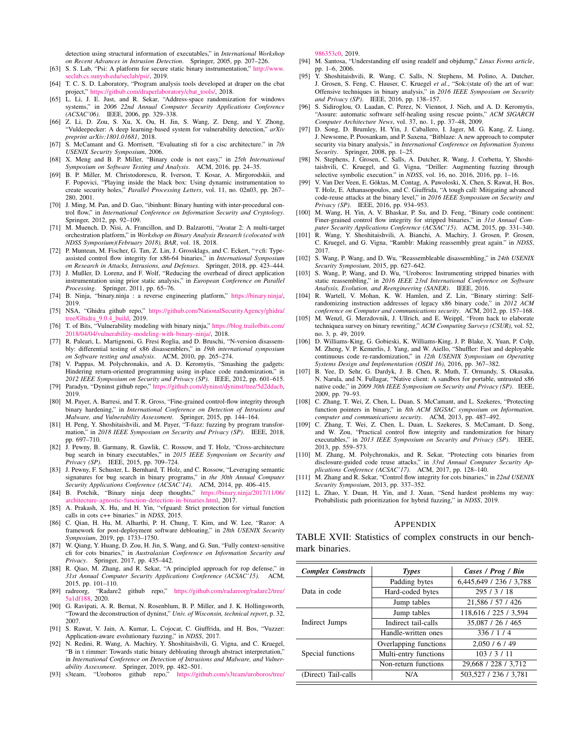detection using structural information of executables," in *International Workshop on Recent Advances in Intrusion Detection*. Springer, 2005, pp. 207–226.

[63] S. S. Lab, "Psi: A platform for secure static binary instrumentation," http://www.seclab.cs.sunysb.edu/seclab/psi/, 2019.

[64] T. C. S. D. Laboratory, "Program analysis tools developed at draper on the cbat project," https://github.com/draperlaboratory/cbat_tools/, 2018.

[65] L. Li, J. E. Just, and R. Sekar, "Address-space randomization for windows systems," in *2006 22nd Annual Computer Security Applications Conference (ACSAC'06)*. IEEE, 2006, pp. 329–338.

[66] Z. Li, D. Zou, S. Xu, X. Ou, H. Jin, S. Wang, Z. Deng, and Y. Zhong, "Vuldeepecker: A deep learning-based system for vulnerability detection," *arXiv preprint arXiv:1801.01681*, 2018.

[67] S. McCamant and G. Morrisett, "Evaluating sfi for a cisc architecture." in *7th USENIX Security Symposium*, 2006.

[68] X. Meng and B. P. Miller, "Binary code is not easy," in *25th International Symposium on Software Testing and Analysis*. ACM, 2016, pp. 24–35.

[69] B. P. Miller, M. Christodorescu, R. Iverson, T. Kosar, A. Mirgorodskii, and F. Popovici, "Playing inside the black box: Using dynamic instrumentation to create security holes," *Parallel Processing Letters*, vol. 11, no. 02n03, pp. 267–280, 2001.

[70] J. Ming, M. Pan, and D. Gao, "ibinhunt: Binary hunting with inter-procedural control flow," in *International Conference on Information Security and Cryptology*. Springer, 2012, pp. 92–109.

[71] M. Muench, D. Nisi, A. Francillon, and D. Balzarotti, "Avatar 2: A multi-target orchestration platform," in *Workshop on Binary Analysis Research (colocated with NDSS Symposium)(February 2018), BAR*, vol. 18, 2018.

[72] P. Muntean, M. Fischer, G. Tan, Z. Lin, J. Grossklags, and C. Eckert, "τcfi: Type-assisted control flow integrity for x86-64 binaries," in *International Symposium on Research in Attacks, Intrusions, and Defenses*. Springer, 2018, pp. 423–444.

[73] J. Mußler, D. Lorenz, and F. Wolf, "Reducing the overhead of direct application instrumentation using prior static analysis," in *European Conference on Parallel Processing*. Springer, 2011, pp. 65–76.

[74] B. Ninja, "binary.ninja : a reverse engineering platform," https://binary.ninja/, 2019.

[75] NSA, "Ghidra github repo," https://github.com/NationalSecurityAgency/ghidra/tree/Ghidra_9.0.4_build, 2019.

[76] T. of Bits, "Vulnerability modeling with binary ninja," https://blog.trailofbits.com/2018/04/04/vulnerability-modeling-with-binary-ninja/, 2018.

[77] R. Paleari, L. Martignoni, G. Fresi Roglia, and D. Bruschi, "N-version disassembly: differential testing of x86 disassemblers," in *19th international symposium on Software testing and analysis*. ACM, 2010, pp. 265–274.

[78] V. Pappas, M. Polychronakis, and A. D. Keromytis, "Smashing the gadgets: Hindering return-oriented programming using in-place code randomization," in *2012 IEEE Symposium on Security and Privacy (SP)*. IEEE, 2012, pp. 601–615.

[79] Paradyn, "Dyninst github repo," https://github.com/dyninst/dyninst/tree/5d2ddacb, 2019.

[80] M. Payer, A. Barresi, and T. R. Gross, "Fine-grained control-flow integrity through binary hardening," in *International Conference on Detection of Intrusions and Malware, and Vulnerability Assessment*. Springer, 2015, pp. 144–164.

[81] H. Peng, Y. Shoshitaishvili, and M. Payer, "T-fuzz: fuzzing by program transformation," in *2018 IEEE Symposium on Security and Privacy (SP)*. IEEE, 2018, pp. 697–710.

[82] J. Pewny, B. Garmany, R. Gawlik, C. Rossow, and T. Holz, "Cross-architecture bug search in binary executables," in *2015 IEEE Symposium on Security and Privacy (SP)*. IEEE, 2015, pp. 709–724.

[83] J. Pewny, F. Schuster, L. Bernhard, T. Holz, and C. Rossow, "Leveraging semantic signatures for bug search in binary programs," in *the 30th Annual Computer Security Applications Conference (ACSAC'14)*. ACM, 2014, pp. 406–415.

[84] B. Potchik, "Binary ninja deep thoughts," https://binary.ninja/2017/11/06/architecture-agnostic-function-detection-in-binaries.html, 2017.

[85] A. Prakash, X. Hu, and H. Yin, "vfguard: Strict protection for virtual function calls in cots c++ binaries." in *NDSS*, 2015.

[86] C. Qian, H. Hu, M. Alharthi, P. H. Chung, T. Kim, and W. Lee, "Razor: A framework for post-deployment software debloating," in *28th USENIX Security Symposium*, 2019, pp. 1733–1750.

[87] W. Qiang, Y. Huang, D. Zou, H. Jin, S. Wang, and G. Sun, "Fully context-sensitive cfi for cots binaries," in *Australasian Conference on Information Security and Privacy*. Springer, 2017, pp. 435–442.

[88] R. Qiao, M. Zhang, and R. Sekar, "A principled approach for rop defense," in *31st Annual Computer Security Applications Conference (ACSAC'15)*. ACM, 2015, pp. 101–110.

[89] radreorg, "Radare2 github repo," https://github.com/radareorg/radare2/tree/5a1df188, 2020.

[90] G. Ravipati, A. R. Bernat, N. Rosenblum, B. P. Miller, and J. K. Hollingsworth, "Toward the deconstruction of dyninst," *Univ. of Wisconsin, technical report*, p. 32, 2007.

[91] S. Rawat, V. Jain, A. Kumar, L. Cojocar, C. Giuffrida, and H. Bos, "Vuzzer: Application-aware evolutionary fuzzing," in *NDSS*, 2017.

[92] N. Redini, R. Wang, A. Machiry, Y. Shoshitaishvili, G. Vigna, and C. Kruegel, "B in t rimmer: Towards static binary debloating through abstract interpretation," in *International Conference on Detection of Intrusions and Malware, and Vulnerability Assessment*. Springer, 2019, pp. 482–501.

[93] s3team, "Uroboros github repo," https://github.com/s3team/uroboros/tree/986353c0, 2019.

[94] M. Santosa, "Understanding elf using readelf and objdump," *Linux Forms article*, pp. 1–6, 2006.

[95] Y. Shoshitaishvili, R. Wang, C. Salls, N. Stephens, M. Polino, A. Dutcher, J. Grosen, S. Feng, C. Hauser, C. Kruegel *et al.*, "Sok:(state of) the art of war: Offensive techniques in binary analysis," in *2016 IEEE Symposium on Security and Privacy (SP)*. IEEE, 2016, pp. 138–157.

[96] S. Sidiroglou, O. Laadan, C. Perez, N. Viennot, J. Nieh, and A. D. Keromytis, "Assure: automatic software self-healing using rescue points," *ACM SIGARCH Computer Architecture News*, vol. 37, no. 1, pp. 37–48, 2009.

[97] D. Song, D. Brumley, H. Yin, J. Caballero, I. Jager, M. G. Kang, Z. Liang, J. Newsome, P. Poosankam, and P. Saxena, "Bitblaze: A new approach to computer security via binary analysis," in *International Conference on Information Systems Security*. Springer, 2008, pp. 1–25.

[98] N. Stephens, J. Grosen, C. Salls, A. Dutcher, R. Wang, J. Corbetta, Y. Shoshitaishvili, C. Kruegel, and G. Vigna, "Driller: Augmenting fuzzing through selective symbolic execution." in *NDSS*, vol. 16, no. 2016, 2016, pp. 1–16.

[99] V. Van Der Veen, E. Göktas, M. Contag, A. Pawoloski, X. Chen, S. Rawat, H. Bos, T. Holz, E. Athanasopoulos, and C. Giuffrida, "A tough call: Mitigating advanced code-reuse attacks at the binary level," in *2016 IEEE Symposium on Security and Privacy (SP)*. IEEE, 2016, pp. 934–953.

[100] M. Wang, H. Yin, A. V. Bhaskar, P. Su, and D. Feng, "Binary code continent: Finer-grained control flow integrity for stripped binaries," in *31st Annual Computer Security Applications Conference (ACSAC'15)*. ACM, 2015, pp. 331–340.

[101] R. Wang, Y. Shoshitaishvili, A. Bianchi, A. Machiry, J. Grosen, P. Grosen, C. Kruegel, and G. Vigna, "Ramblr: Making reassembly great again." in *NDSS*, 2017.

[102] S. Wang, P. Wang, and D. Wu, "Reassembleable disassembling," in *24th USENIX Security Symposium*, 2015, pp. 627–642.

[103] S. Wang, P. Wang, and D. Wu, "Uroboros: Instrumenting stripped binaries with static reassembling," in *2016 IEEE 23rd International Conference on Software Analysis, Evolution, and Reengineering (SANER)*. IEEE, 2016.

[104] R. Wartell, V. Mohan, K. W. Hamlen, and Z. Lin, "Binary stirring: Self-randomizing instruction addresses of legacy x86 binary code," in *2012 ACM conference on Computer and communications security*. ACM, 2012, pp. 157–168.

[105] M. Wenzl, G. Merzdovnik, J. Ullrich, and E. Weippl, "From hack to elaborate techniquea survey on binary rewriting," *ACM Computing Surveys (CSUR)*, vol. 52, no. 3, p. 49, 2019.

[106] D. Williams-King, G. Gobieski, K. Williams-King, J. P. Blake, X. Yuan, P. Colp, M. Zheng, V. P. Kemerlis, J. Yang, and W. Aiello, "Shuffler: Fast and deployable continuous code re-randomization," in *12th USENIX Symposium on Operating Systems Design and Implementation (OSDI 16)*, 2016, pp. 367–382.

[107] B. Yee, D. Sehr, G. Dardyk, J. B. Chen, R. Muth, T. Ormandy, S. Okasaka, N. Narula, and N. Fullagar, "Native client: A sandbox for portable, untrusted x86 native code," in *2009 30th IEEE Symposium on Security and Privacy (SP)*. IEEE, 2009, pp. 79–93.

[108] C. Zhang, T. Wei, Z. Chen, L. Duan, S. McCamant, and L. Szekeres, "Protecting function pointers in binary," in *8th ACM SIGSAC symposium on Information, computer and communications security*. ACM, 2013, pp. 487–492.

[109] C. Zhang, T. Wei, Z. Chen, L. Duan, L. Szekeres, S. McCamant, D. Song, and W. Zou, "Practical control flow integrity and randomization for binary executables," in *2013 IEEE Symposium on Security and Privacy (SP)*. IEEE, 2013, pp. 559–573.

[110] M. Zhang, M. Polychronakis, and R. Sekar, "Protecting cots binaries from disclosure-guided code reuse attacks," in *33rd Annual Computer Security Applications Conference (ACSAC'17)*. ACM, 2017, pp. 128–140.

[111] M. Zhang and R. Sekar, "Control flow integrity for cots binaries," in *22nd USENIX Security Symposium*, 2013, pp. 337–352.

[112] L. Zhao, Y. Duan, H. Yin, and J. Xuan, "Send hardest problems my way: Probabilistic path prioritization for hybrid fuzzing," in *NDSS*, 2019.

## APPENDIX

TABLE XVII: Statistics of complex constructs in our benchmark binaries.

| *Complex Constructs* | *Types* | *Cases / Prog / Bin* |
|---|---|---|
| Data in code | Padding bytes | 6,445,649 / 236 / 3,788 |
| | Hard-coded bytes | 295 / 3 / 18 |
| | Jump tables | 21,586 / 57 / 426 |
| Indirect Jumps | Jump tables | 118,616 / 225 / 3,594 |
| | Indirect tail-calls | 35,087 / 26 / 465 |
| | Handle-written ones | 336 / 1 / 4 |
| Special functions | Overlapping functions | 2,050 / 6 / 49 |
| | Multi-entry functions | 103 / 3 / 11 |
| | Non-return functions | 29,668 / 228 / 3,712 |
| (Direct) Tail-calls | N/A | 503,527 / 236 / 3,781 |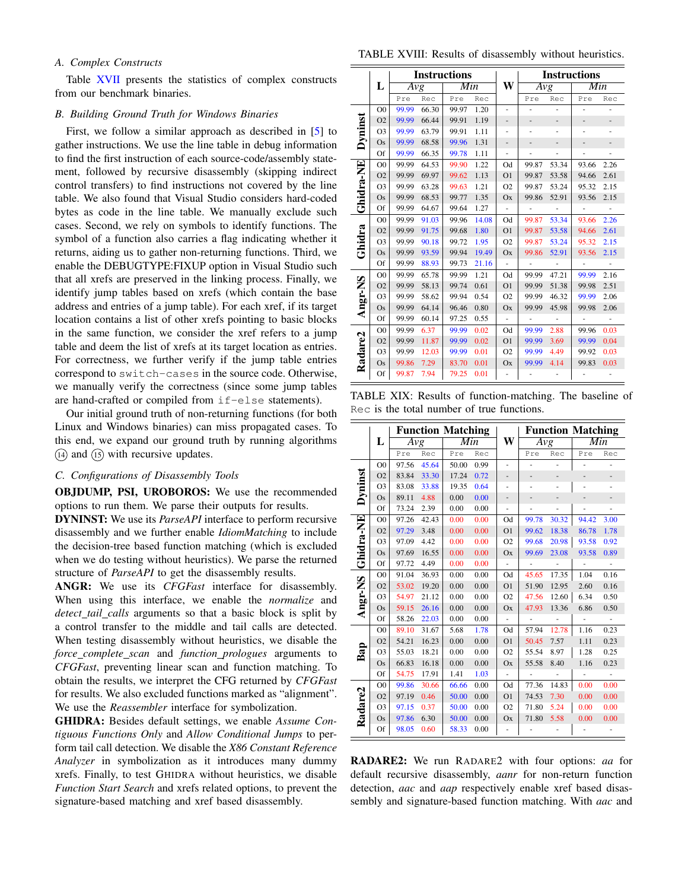### A. Complex Constructs

Table XVII presents the statistics of complex constructs from our benchmark binaries.

### B. Building Ground Truth for Windows Binaries

First, we follow a similar approach as described in [5] to gather instructions. We use the line table in debug information to find the first instruction of each source-code/assembly statement, followed by recursive disassembly (skipping indirect control transfers) to find instructions not covered by the line table. We also found that Visual Studio considers hard-coded bytes as code in the line table. We manually exclude such cases. Second, we rely on symbols to identify functions. The symbol of a function also carries a flag indicating whether it returns, aiding us to gather non-returning functions. Third, we enable the DEBUGTYPE:FIXUP option in Visual Studio such that all xrefs are preserved in the linking process. Finally, we identify jump tables based on xrefs (which contain the base address and entries of a jump table). For each xref, if its target location contains a list of other xrefs pointing to basic blocks in the same function, we consider the xref refers to a jump table and deem the list of xrefs at its target location as entries. For correctness, we further verify if the jump table entries correspond to `switch-cases` in the source code. Otherwise, we manually verify the correctness (since some jump tables are hand-crafted or compiled from `if-else` statements).

Our initial ground truth of non-returning functions (for both Linux and Windows binaries) can miss propagated cases. To this end, we expand our ground truth by running algorithms (14) and (15) with recursive updates.

### C. Configurations of Disassembly Tools

**OBJDUMP, PSI, UROBOROS:** We use the recommended options to run them. We parse their outputs for results.

**DYNINST:** We use its *ParseAPI* interface to perform recursive disassembly and we further enable *IdiomMatching* to include the decision-tree based function matching (which is excluded when we do testing without heuristics). We parse the returned structure of *ParseAPI* to get the disassembly results.

**ANGR:** We use its *CFGFast* interface for disassembly. When using this interface, we enable the *normalize* and *detect_tail_calls* arguments so that a basic block is split by a control transfer to the middle and tail calls are detected. When testing disassembly without heuristics, we disable the *force_complete_scan* and *function_prologues* arguments to *CFGFast*, preventing linear scan and function matching. To obtain the results, we interpret the CFG returned by *CFGFast* for results. We also excluded functions marked as "alignment". We use the *Reassembler* interface for symbolization.

**GHIDRA:** Besides default settings, we enable *Assume Contiguous Functions Only* and *Allow Conditional Jumps* to perform tail call detection. We disable the *X86 Constant Reference Analyzer* in symbolization as it introduces many dummy xrefs. Finally, to test GHIDRA without heuristics, we disable *Function Start Search* and xrefs related options, to prevent the signature-based matching and xref based disassembly.

TABLE XVIII: Results of disassembly without heuristics.

| | L | Instructions Avg Pre | Avg Rec | Min Pre | Min Rec | W | Instructions Avg Pre | Avg Rec | Min Pre | Min Rec |
|---|---|---|---|---|---|---|---|---|---|---|
| Dyninst | O0 | 99.99 | 66.30 | 99.97 | 1.20 | - | - | - | - | - |
| | O2 | 99.99 | 66.44 | 99.91 | 1.19 | - | - | - | - | - |
| | O3 | 99.99 | 63.79 | 99.91 | 1.11 | - | - | - | - | - |
| | Os | 99.99 | 68.58 | 99.96 | 1.31 | - | - | - | - | - |
| | Of | 99.99 | 66.35 | 99.78 | 1.11 | - | - | - | - | - |
| Ghidra-NE | O0 | 99.99 | 64.53 | 99.90 | 1.22 | Od | 99.87 | 53.34 | 93.66 | 2.26 |
| | O2 | 99.99 | 69.97 | 99.62 | 1.13 | O1 | 99.87 | 53.58 | 94.66 | 2.61 |
| | O3 | 99.99 | 63.28 | 99.63 | 1.21 | O2 | 99.87 | 53.24 | 95.32 | 2.15 |
| | Os | 99.99 | 68.53 | 99.77 | 1.35 | Ox | 99.86 | 52.91 | 93.56 | 2.15 |
| | Of | 99.99 | 64.67 | 99.64 | 1.27 | - | - | - | - | - |
| Ghidra | O0 | 99.99 | 91.03 | 99.96 | 14.08 | Od | 99.87 | 53.34 | 93.66 | 2.26 |
| | O2 | 99.99 | 91.75 | 99.68 | 1.80 | O1 | 99.87 | 53.58 | 94.66 | 2.61 |
| | O3 | 99.99 | 90.18 | 99.72 | 1.95 | O2 | 99.87 | 53.24 | 95.32 | 2.15 |
| | Os | 99.99 | 93.59 | 99.94 | 19.49 | Ox | 99.86 | 52.91 | 93.56 | 2.15 |
| | Of | 99.99 | 88.93 | 99.73 | 21.16 | - | - | - | - | - |
| Angr-NS | O0 | 99.99 | 65.78 | 99.99 | 1.21 | Od | 99.99 | 47.21 | 99.99 | 2.16 |
| | O2 | 99.99 | 58.13 | 99.74 | 0.61 | O1 | 99.99 | 51.38 | 99.98 | 2.51 |
| | O3 | 99.99 | 58.62 | 99.94 | 0.54 | O2 | 99.99 | 46.32 | 99.99 | 2.06 |
| | Os | 99.99 | 64.14 | 96.46 | 0.80 | Ox | 99.99 | 45.98 | 99.98 | 2.06 |
| | Of | 99.99 | 60.14 | 97.25 | 0.55 | - | - | - | - | - |
| Radare2 | O0 | 99.99 | 6.37 | 99.99 | 0.02 | Od | 99.99 | 2.88 | 99.96 | 0.03 |
| | O2 | 99.99 | 11.87 | 99.99 | 0.02 | O1 | 99.99 | 3.69 | 99.99 | 0.04 |
| | O3 | 99.99 | 12.03 | 99.99 | 0.01 | O2 | 99.99 | 4.49 | 99.92 | 0.03 |
| | Os | 99.86 | 7.29 | 83.70 | 0.01 | Ox | 99.99 | 4.14 | 99.83 | 0.03 |
| | Of | 99.87 | 7.94 | 79.25 | 0.01 | - | - | - | - | - |

TABLE XIX: Results of function-matching. The baseline of `Rec` is the total number of true functions.

| | L | Function Matching Avg Pre | Avg Rec | Min Pre | Min Rec | W | Function Matching Avg Pre | Avg Rec | Min Pre | Min Rec |
|---|---|---|---|---|---|---|---|---|---|---|
| Dyninst | O0 | 97.56 | 45.64 | 50.00 | 0.99 | - | - | - | - | - |
| | O2 | 83.84 | 33.30 | 17.24 | 0.72 | - | - | - | - | - |
| | O3 | 83.08 | 33.88 | 19.35 | 0.64 | - | - | - | - | - |
| | Os | 89.11 | 4.88 | 0.00 | 0.00 | - | - | - | - | - |
| | Of | 73.24 | 2.39 | 0.00 | 0.00 | - | - | - | - | - |
| Ghidra-NE | O0 | 97.26 | 42.43 | 0.00 | 0.00 | Od | 99.78 | 30.32 | 94.42 | 3.00 |
| | O2 | 97.29 | 3.48 | 0.00 | 0.00 | O1 | 99.62 | 18.38 | 86.78 | 1.78 |
| | O3 | 97.09 | 4.42 | 0.00 | 0.00 | O2 | 99.68 | 20.98 | 93.58 | 0.92 |
| | Os | 97.69 | 16.55 | 0.00 | 0.00 | Ox | 99.69 | 23.08 | 93.58 | 0.89 |
| | Of | 97.72 | 4.49 | 0.00 | 0.00 | - | - | - | - | - |
| Angr-NS | O0 | 91.04 | 36.93 | 0.00 | 0.00 | Od | 45.65 | 17.35 | 1.04 | 0.16 |
| | O2 | 53.02 | 19.20 | 0.00 | 0.00 | O1 | 51.90 | 12.95 | 2.60 | 0.16 |
| | O3 | 54.97 | 21.12 | 0.00 | 0.00 | O2 | 47.56 | 12.60 | 6.34 | 0.50 |
| | Os | 59.15 | 26.16 | 0.00 | 0.00 | Ox | 47.93 | 13.36 | 6.86 | 0.50 |
| | Of | 58.26 | 22.03 | 0.00 | 0.00 | - | - | - | - | - |
| Bap | O0 | 89.10 | 31.67 | 5.68 | 1.78 | Od | 57.94 | 12.78 | 1.16 | 0.23 |
| | O2 | 54.21 | 16.23 | 0.00 | 0.00 | O1 | 50.45 | 7.57 | 1.11 | 0.23 |
| | O3 | 55.03 | 18.21 | 0.00 | 0.00 | O2 | 55.54 | 8.97 | 1.28 | 0.25 |
| | Os | 66.83 | 16.18 | 0.00 | 0.00 | Ox | 55.58 | 8.40 | 1.16 | 0.23 |
| | Of | 54.75 | 17.91 | 1.41 | 1.03 | - | - | - | - | - |
| Radare2 | O0 | 99.86 | 30.66 | 66.66 | 0.00 | Od | 77.36 | 14.83 | 0.00 | 0.00 |
| | O2 | 97.19 | 0.46 | 50.00 | 0.00 | O1 | 74.53 | 7.30 | 0.00 | 0.00 |
| | O3 | 97.15 | 0.37 | 50.00 | 0.00 | O2 | 71.80 | 5.24 | 0.00 | 0.00 |
| | Os | 97.86 | 6.30 | 50.00 | 0.00 | Ox | 71.80 | 5.58 | 0.00 | 0.00 |
| | Of | 98.05 | 0.60 | 58.33 | 0.00 | - | - | - | - | - |

**RADARE2:** We run RADARE2 with four options: *aa* for default recursive disassembly, *aanr* for non-return function detection, *aac* and *aap* respectively enable xref based disassembly and signature-based function matching. With *aac* and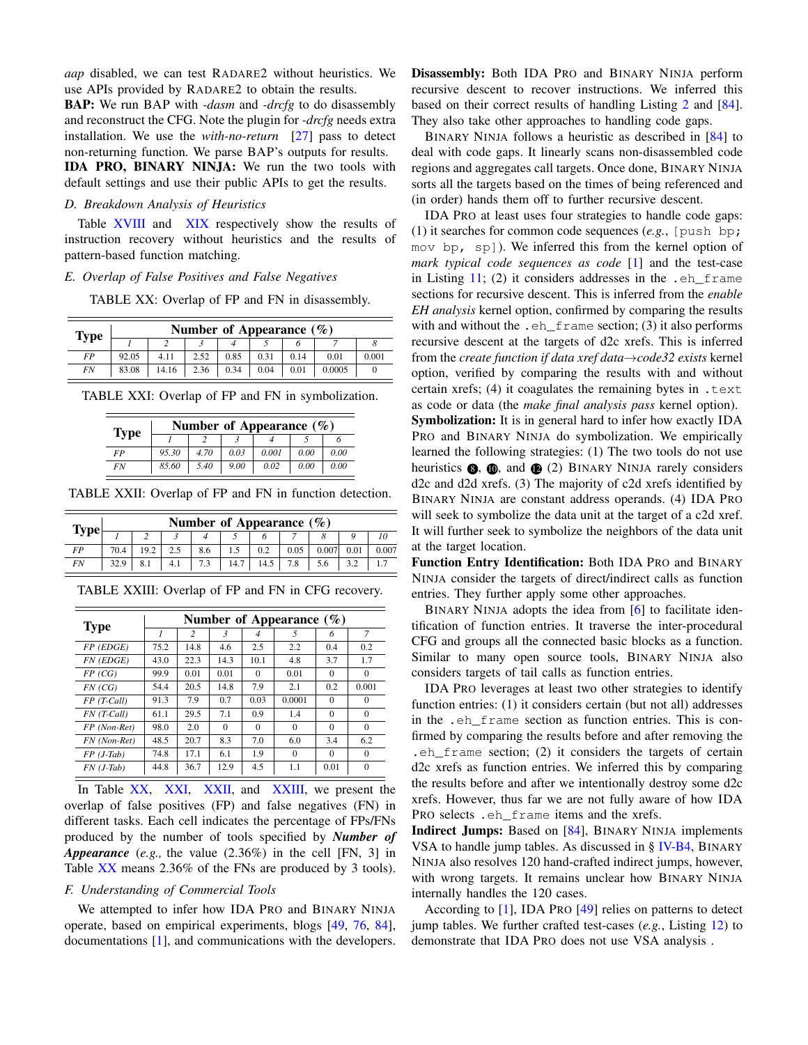*aap* disabled, we can test RADARE2 without heuristics. We use APIs provided by RADARE2 to obtain the results.

**BAP:** We run BAP with *-dasm* and *-drcfg* to do disassembly and reconstruct the CFG. Note the plugin for *-drcfg* needs extra installation. We use the *with-no-return* [27] pass to detect non-returning function. We parse BAP's outputs for results.

**IDA PRO, BINARY NINJA:** We run the two tools with default settings and use their public APIs to get the results.

### D. Breakdown Analysis of Heuristics

Table XVIII and XIX respectively show the results of instruction recovery without heuristics and the results of pattern-based function matching.

### E. Overlap of False Positives and False Negatives

TABLE XX: Overlap of FP and FN in disassembly.

| Type | Number of Appearance (%) | | | | | | | |
|---|---|---|---|---|---|---|---|---|
| | *1* | *2* | *3* | *4* | *5* | *6* | *7* | *8* |
| *FP* | 92.05 | 4.11 | 2.52 | 0.85 | 0.31 | 0.14 | 0.01 | 0.001 |
| *FN* | 83.08 | 14.16 | 2.36 | 0.34 | 0.04 | 0.01 | 0.0005 | 0 |

TABLE XXI: Overlap of FP and FN in symbolization.

| Type | Number of Appearance (%) | | | | | |
|---|---|---|---|---|---|---|
| | *1* | *2* | *3* | *4* | *5* | *6* |
| *FP* | *95.30* | *4.70* | *0.03* | *0.001* | *0.00* | *0.00* |
| *FN* | *85.60* | *5.40* | *9.00* | *0.02* | *0.00* | *0.00* |

TABLE XXII: Overlap of FP and FN in function detection.

| Type | Number of Appearance (%) | | | | | | | | | |
|---|---|---|---|---|---|---|---|---|---|---|
| | *1* | *2* | *3* | *4* | *5* | *6* | *7* | *8* | *9* | *10* |
| *FP* | 70.4 | 19.2 | 2.5 | 8.6 | 1.5 | 0.2 | 0.05 | 0.007 | 0.01 | 0.007 |
| *FN* | 32.9 | 8.1 | 4.1 | 7.3 | 14.7 | 14.5 | 7.8 | 5.6 | 3.2 | 1.7 |

TABLE XXIII: Overlap of FP and FN in CFG recovery.

| Type | Number of Appearance (%) | | | | | | |
|---|---|---|---|---|---|---|---|
| | *1* | *2* | *3* | *4* | *5* | *6* | *7* |
| *FP (EDGE)* | 75.2 | 14.8 | 4.6 | 2.5 | 2.2 | 0.4 | 0.2 |
| *FN (EDGE)* | 43.0 | 22.3 | 14.3 | 10.1 | 4.8 | 3.7 | 1.7 |
| *FP (CG)* | 99.9 | 0.01 | 0.01 | 0 | 0.01 | 0 | 0 |
| *FN (CG)* | 54.4 | 20.5 | 14.8 | 7.9 | 2.1 | 0.2 | 0.001 |
| *FP (T-Call)* | 91.3 | 7.9 | 0.7 | 0.03 | 0.0001 | 0 | 0 |
| *FN (T-Call)* | 61.1 | 29.5 | 7.1 | 0.9 | 1.4 | 0 | 0 |
| *FP (Non-Ret)* | 98.0 | 2.0 | 0 | 0 | 0 | 0 | 0 |
| *FN (Non-Ret)* | 48.5 | 20.7 | 8.3 | 7.0 | 6.0 | 3.4 | 6.2 |
| *FP (J-Tab)* | 74.8 | 17.1 | 6.1 | 1.9 | 0 | 0 | 0 |
| *FN (J-Tab)* | 44.8 | 36.7 | 12.9 | 4.5 | 1.1 | 0.01 | 0 |

In Table XX, XXI, XXII, and XXIII, we present the overlap of false positives (FP) and false negatives (FN) in different tasks. Each cell indicates the percentage of FPs/FNs produced by the number of tools specified by ***Number of Appearance*** (*e.g.,* the value (2.36%) in the cell [FN, 3] in Table XX means 2.36% of the FNs are produced by 3 tools).

### F. Understanding of Commercial Tools

We attempted to infer how IDA PRO and BINARY NINJA operate, based on empirical experiments, blogs [49, 76, 84], documentations [1], and communications with the developers.

**Disassembly:** Both IDA PRO and BINARY NINJA perform recursive descent to recover instructions. We inferred this based on their correct results of handling Listing 2 and [84]. They also take other approaches to handling code gaps.

BINARY NINJA follows a heuristic as described in [84] to deal with code gaps. It linearly scans non-disassembled code regions and aggregates call targets. Once done, BINARY NINJA sorts all the targets based on the times of being referenced and (in order) hands them off to further recursive descent.

IDA PRO at least uses four strategies to handle code gaps: (1) it searches for common code sequences (*e.g.*, `[push bp; mov bp, sp]`). We inferred this from the kernel option of *mark typical code sequences as code* [1] and the test-case in Listing 11; (2) it considers addresses in the `.eh_frame` sections for recursive descent. This is inferred from the *enable EH analysis* kernel option, confirmed by comparing the results with and without the `.eh_frame` section; (3) it also performs recursive descent at the targets of d2c xrefs. This is inferred from the *create function if data xref data→code32 exists* kernel option, verified by comparing the results with and without certain xrefs; (4) it coagulates the remaining bytes in `.text` as code or data (the *make final analysis pass* kernel option).

**Symbolization:** It is in general hard to infer how exactly IDA PRO and BINARY NINJA do symbolization. We empirically learned the following strategies: (1) The two tools do not use heuristics ❽, ❿, and ⓬ (2) BINARY NINJA rarely considers d2c and d2d xrefs. (3) The majority of c2d xrefs identified by BINARY NINJA are constant address operands. (4) IDA PRO will seek to symbolize the data unit at the target of a c2d xref. It will further seek to symbolize the neighbors of the data unit at the target location.

**Function Entry Identification:** Both IDA PRO and BINARY NINJA consider the targets of direct/indirect calls as function entries. They further apply some other approaches.

BINARY NINJA adopts the idea from [6] to facilitate identification of function entries. It traverse the inter-procedural CFG and groups all the connected basic blocks as a function. Similar to many open source tools, BINARY NINJA also considers targets of tail calls as function entries.

IDA PRO leverages at least two other strategies to identify function entries: (1) it considers certain (but not all) addresses in the `.eh_frame` section as function entries. This is confirmed by comparing the results before and after removing the `.eh_frame` section; (2) it considers the targets of certain d2c xrefs as function entries. We inferred this by comparing the results before and after we intentionally destroy some d2c xrefs. However, thus far we are not fully aware of how IDA PRO selects `.eh_frame` items and the xrefs.

**Indirect Jumps:** Based on [84], BINARY NINJA implements VSA to handle jump tables. As discussed in § IV-B4, BINARY NINJA also resolves 120 hand-crafted indirect jumps, however, with wrong targets. It remains unclear how BINARY NINJA internally handles the 120 cases.

According to [1], IDA PRO [49] relies on patterns to detect jump tables. We further crafted test-cases (*e.g.*, Listing 12) to demonstrate that IDA PRO does not use VSA analysis .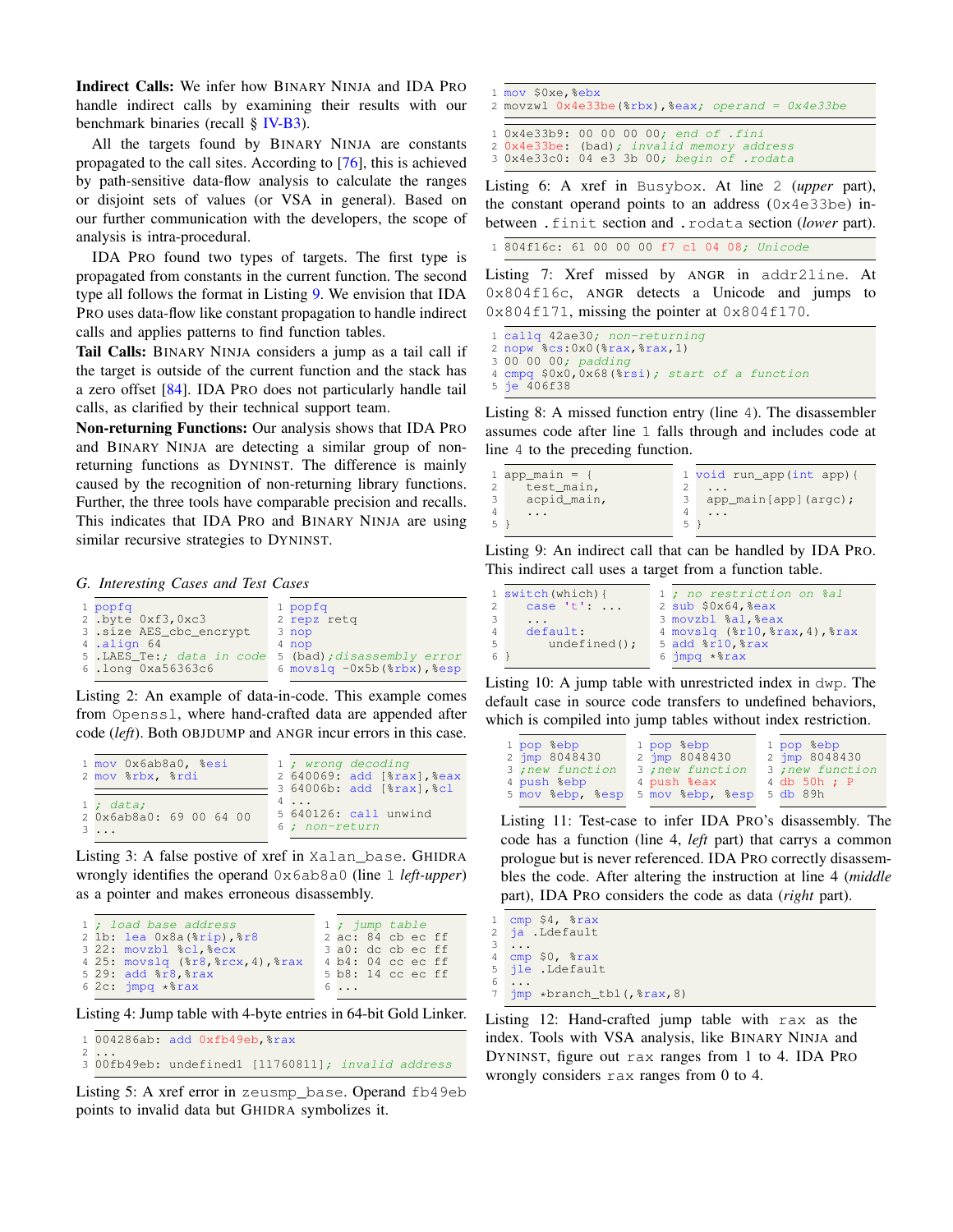**Indirect Calls:** We infer how BINARY NINJA and IDA PRO handle indirect calls by examining their results with our benchmark binaries (recall § IV-B3).

All the targets found by BINARY NINJA are constants propagated to the call sites. According to [76], this is achieved by path-sensitive data-flow analysis to calculate the ranges or disjoint sets of values (or VSA in general). Based on our further communication with the developers, the scope of analysis is intra-procedural.

IDA PRO found two types of targets. The first type is propagated from constants in the current function. The second type all follows the format in Listing 9. We envision that IDA PRO uses data-flow like constant propagation to handle indirect calls and applies patterns to find function tables.

**Tail Calls:** BINARY NINJA considers a jump as a tail call if the target is outside of the current function and the stack has a zero offset [84]. IDA PRO does not particularly handle tail calls, as clarified by their technical support team.

**Non-returning Functions:** Our analysis shows that IDA PRO and BINARY NINJA are detecting a similar group of non-returning functions as DYNINST. The difference is mainly caused by the recognition of non-returning library functions. Further, the three tools have comparable precision and recalls. This indicates that IDA PRO and BINARY NINJA are using similar recursive strategies to DYNINST.

### G. Interesting Cases and Test Cases

```
1 popfq
2 .byte 0xf3,0xc3
3 .size AES_cbc_encrypt
4 .align 64
5 .LAES_Te:; data in code
6 .long 0xa56363c6
```

```
1 popfq
2 repz retq
3 nop
4 nop
5 (bad);disassembly error
6 movslq -0x5b(%rbx),%esp
```

Listing 2: An example of data-in-code. This example comes from Openssl, where hand-crafted data are appended after code (*left*). Both OBJDUMP and ANGR incur errors in this case.

```
1 mov 0x6ab8a0, %esi
2 mov %rbx, %rdi
```

```
1 ; data;
2 0x6ab8a0: 69 00 64 00
3 ...
```

```
1 ; wrong decoding
2 640069: add [%rax],%eax
3 64006b: add [%rax],%cl
4 ...
5 640126: call unwind
6 ; non-return
```

Listing 3: A false postive of xref in Xalan_base. GHIDRA wrongly identifies the operand 0x6ab8a0 (line 1 *left-upper*) as a pointer and makes erroneous disassembly.

```
1 ; load base address
2 1b: lea 0x8a(%rip),%r8
3 22: movzbl %cl,%ecx
4 25: movslq (%r8,%rcx,4),%rax
5 29: add %r8,%rax
6 2c: jmpq *%rax
```

```
1 ; jump table
2 ac: 84 cb ec ff
3 a0: dc cb ec ff
4 b4: 04 cc ec ff
5 b8: 14 cc ec ff
6 ...
```

Listing 4: Jump table with 4-byte entries in 64-bit Gold Linker.

```
1 004286ab: add 0xfb49eb,%rax
2 ...
3 00fb49eb: undefined1 [11760811]; invalid address
```

Listing 5: A xref error in zeusmp_base. Operand fb49eb points to invalid data but GHIDRA symbolizes it.

```
1 mov $0xe,%ebx
2 movzwl 0x4e33be(%rbx),%eax; operand = 0x4e33be
```

```
1 0x4e33b9: 00 00 00 00; end of .fini
2 0x4e33be: (bad); invalid memory address
3 0x4e33c0: 04 e3 3b 00; begin of .rodata
```

Listing 6: A xref in Busybox. At line 2 (*upper* part), the constant operand points to an address (0x4e33be) in-between .finit section and .rodata section (*lower* part).

```
1 804f16c: 61 00 00 00 f7 c1 04 08; Unicode
```

Listing 7: Xref missed by ANGR in addr2line. At 0x804f16c, ANGR detects a Unicode and jumps to 0x804f171, missing the pointer at 0x804f170.

```
1 callq 42ae30; non-returning
2 nopw %cs:0x0(%rax,%rax,1)
3 00 00 00; padding
4 cmpq $0x0,0x68(%rsi); start of a function
5 je 406f38
```

Listing 8: A missed function entry (line 4). The disassembler assumes code after line 1 falls through and includes code at line 4 to the preceding function.

```
1 app_main = {
2    test_main,
3    acpid_main,
4    ...
5 }
```

```
1 void run_app(int app){
2   ...
3   app_main[app](argc);
4   ...
5 }
```

Listing 9: An indirect call that can be handled by IDA PRO. This indirect call uses a target from a function table.

```
1 switch(which){
2    case 't': ...
3    ...
4    default:
5       undefined();
6 }
```

```
1 ; no restriction on %al
2 sub $0x64,%eax
3 movzbl %al,%eax
4 movslq (%r10,%rax,4),%rax
5 add %r10,%rax
6 jmpq *%rax
```

Listing 10: A jump table with unrestricted index in dwp. The default case in source code transfers to undefined behaviors, which is compiled into jump tables without index restriction.

```
1 pop %ebp
2 jmp 8048430
3 ;new function
4 push %ebp
5 mov %ebp, %esp
```

```
1 pop %ebp
2 jmp 8048430
3 ;new function
4 push %eax
5 mov %ebp, %esp
```

```
1 pop %ebp
2 jmp 8048430
3 ;new function
4 db 50h ; P
5 db 89h
```

Listing 11: Test-case to infer IDA PRO's disassembly. The code has a function (line 4, *left* part) that carrys a common prologue but is never referenced. IDA PRO correctly disassembles the code. After altering the instruction at line 4 (*middle* part), IDA PRO considers the code as data (*right* part).

```
1 cmp $4, %rax
2 ja .Ldefault
3 ...
4 cmp $0, %rax
5 jle .Ldefault
6 ...
7 jmp *branch_tbl(,%rax,8)
```

Listing 12: Hand-crafted jump table with rax as the index. Tools with VSA analysis, like BINARY NINJA and DYNINST, figure out rax ranges from 1 to 4. IDA PRO wrongly considers rax ranges from 0 to 4.